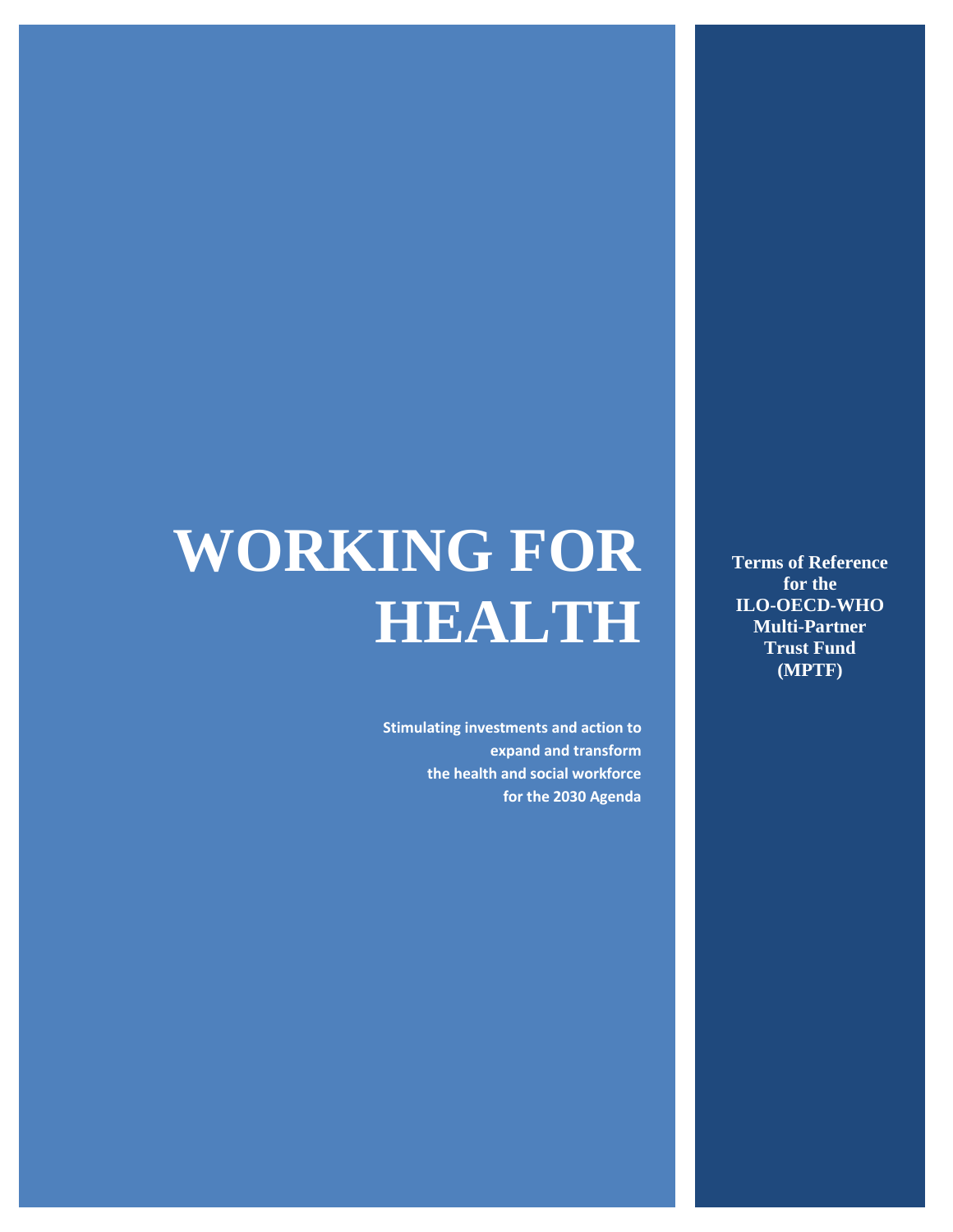# WORKING FOR HEALTH

**Stimulating investments and action to expand and transform the health and social workforce for the 2030 Agenda**

**Terms of Reference for the ILO-OECD-WHO Multi-Partner Trust Fund (MPTF)**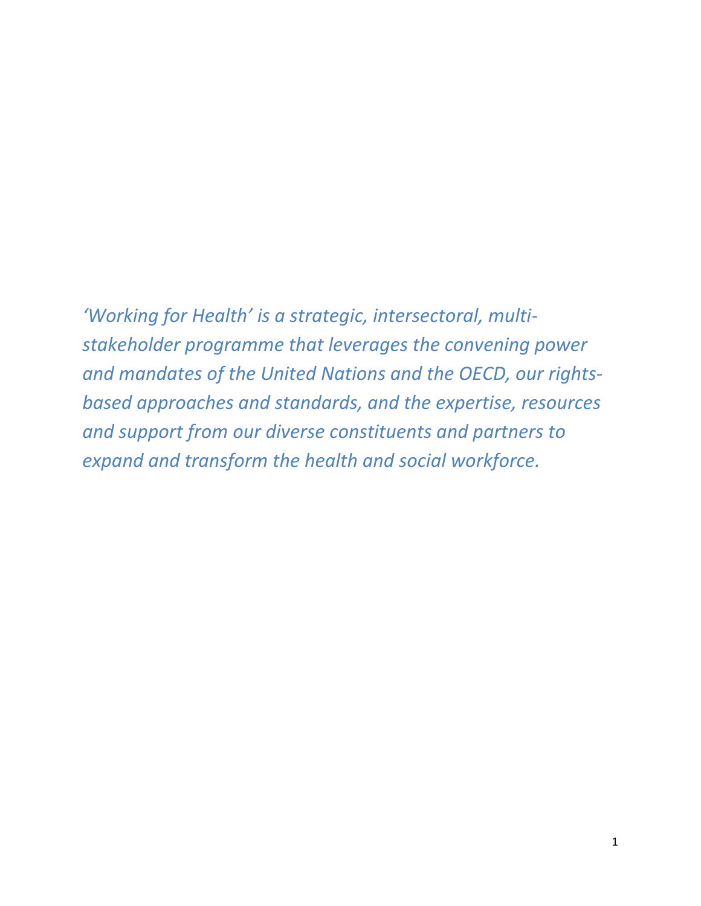*'Working for Health' is a strategic, intersectoral, multi-stakeholder programme that leverages the convening power and mandates of the United Nations and the OECD, our rights-based approaches and standards, and the expertise, resources and support from our diverse constituents and partners to expand and transform the health and social workforce.*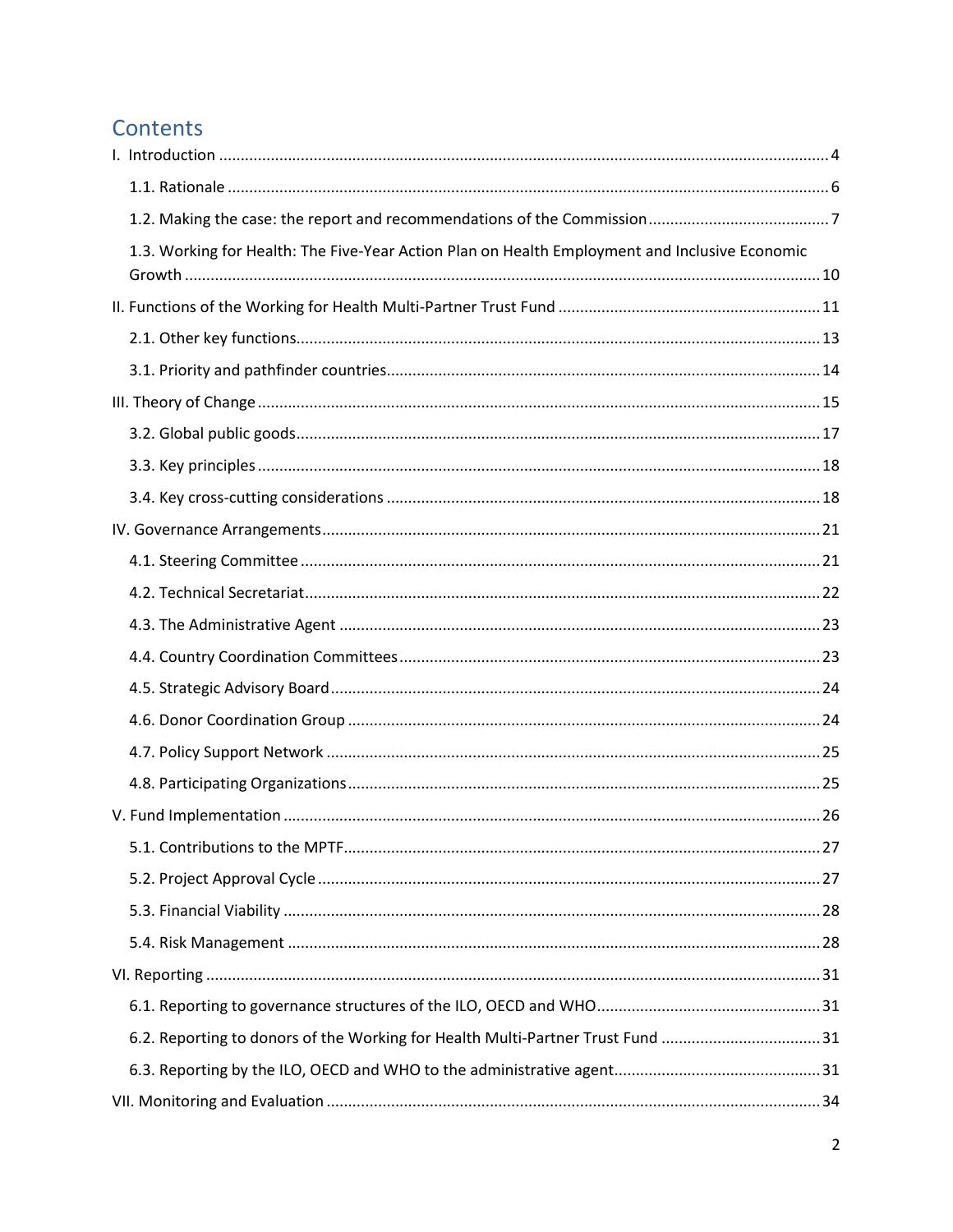# Contents

I. Introduction ........................................................................................................................................ 4

1.1. Rationale ......................................................................................................................................... 6

1.2. Making the case: the report and recommendations of the Commission ......................................... 7

1.3. Working for Health: The Five-Year Action Plan on Health Employment and Inclusive Economic Growth ................................................................................................................................................ 10

II. Functions of the Working for Health Multi-Partner Trust Fund ........................................................... 11

2.1. Other key functions........................................................................................................................ 13

3.1. Priority and pathfinder countries.................................................................................................... 14

III. Theory of Change ............................................................................................................................... 15

3.2. Global public goods ........................................................................................................................ 17

3.3. Key principles ................................................................................................................................. 18

3.4. Key cross-cutting considerations .................................................................................................... 18

IV. Governance Arrangements.................................................................................................................. 21

4.1. Steering Committee ........................................................................................................................ 21

4.2. Technical Secretariat....................................................................................................................... 22

4.3. The Administrative Agent ............................................................................................................... 23

4.4. Country Coordination Committees ................................................................................................ 23

4.5. Strategic Advisory Board ................................................................................................................ 24

4.6. Donor Coordination Group ............................................................................................................. 24

4.7. Policy Support Network .................................................................................................................. 25

4.8. Participating Organizations ............................................................................................................ 25

V. Fund Implementation ........................................................................................................................... 26

5.1. Contributions to the MPTF.............................................................................................................. 27

5.2. Project Approval Cycle .................................................................................................................... 27

5.3. Financial Viability ............................................................................................................................ 28

5.4. Risk Management ........................................................................................................................... 28

VI. Reporting ............................................................................................................................................. 31

6.1. Reporting to governance structures of the ILO, OECD and WHO.................................................... 31

6.2. Reporting to donors of the Working for Health Multi-Partner Trust Fund ..................................... 31

6.3. Reporting by the ILO, OECD and WHO to the administrative agent................................................ 31

VII. Monitoring and Evaluation .................................................................................................................. 34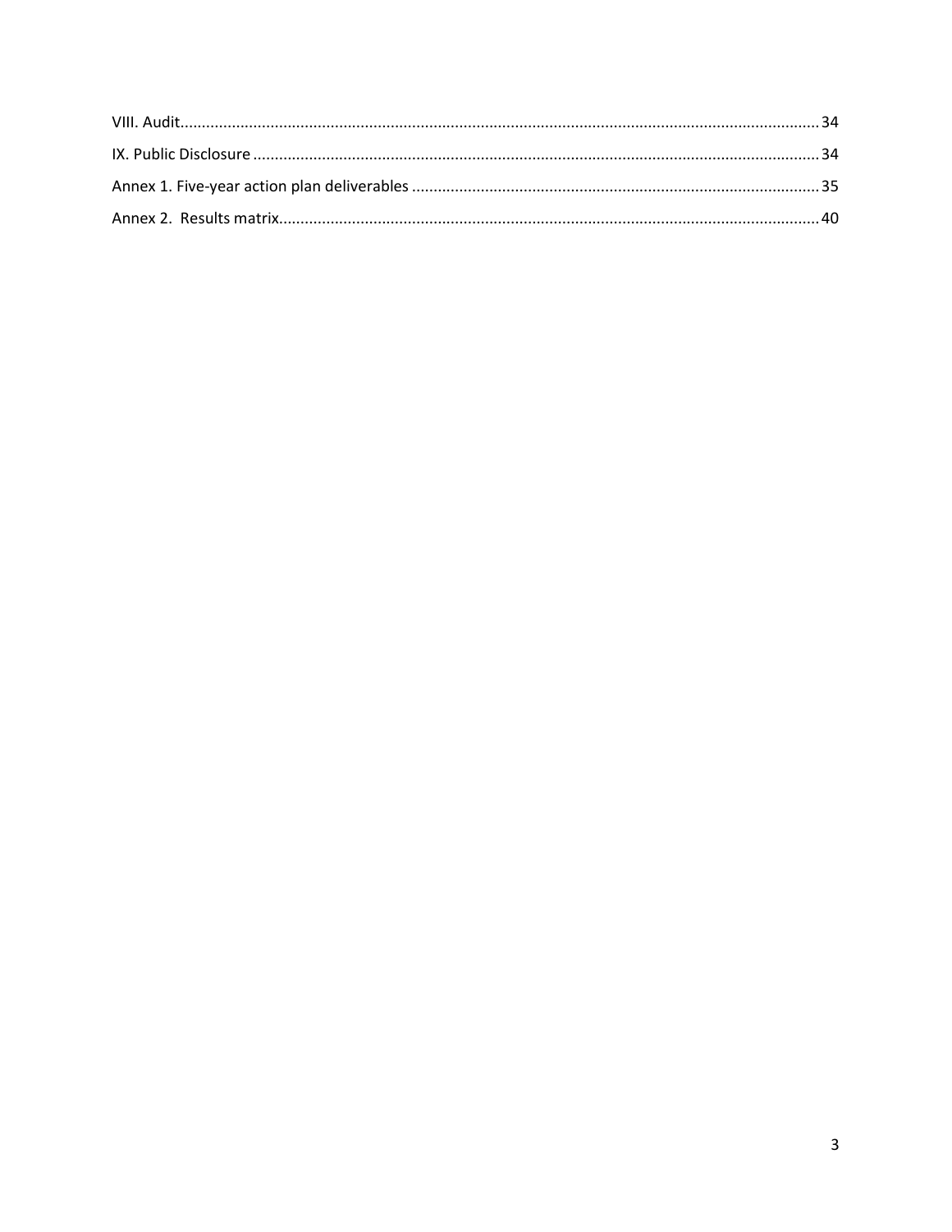VIII. Audit....................................................................................................................................................34

IX. Public Disclosure ....................................................................................................................................34

Annex 1. Five-year action plan deliverables ..............................................................................................35

Annex 2. Results matrix.............................................................................................................................40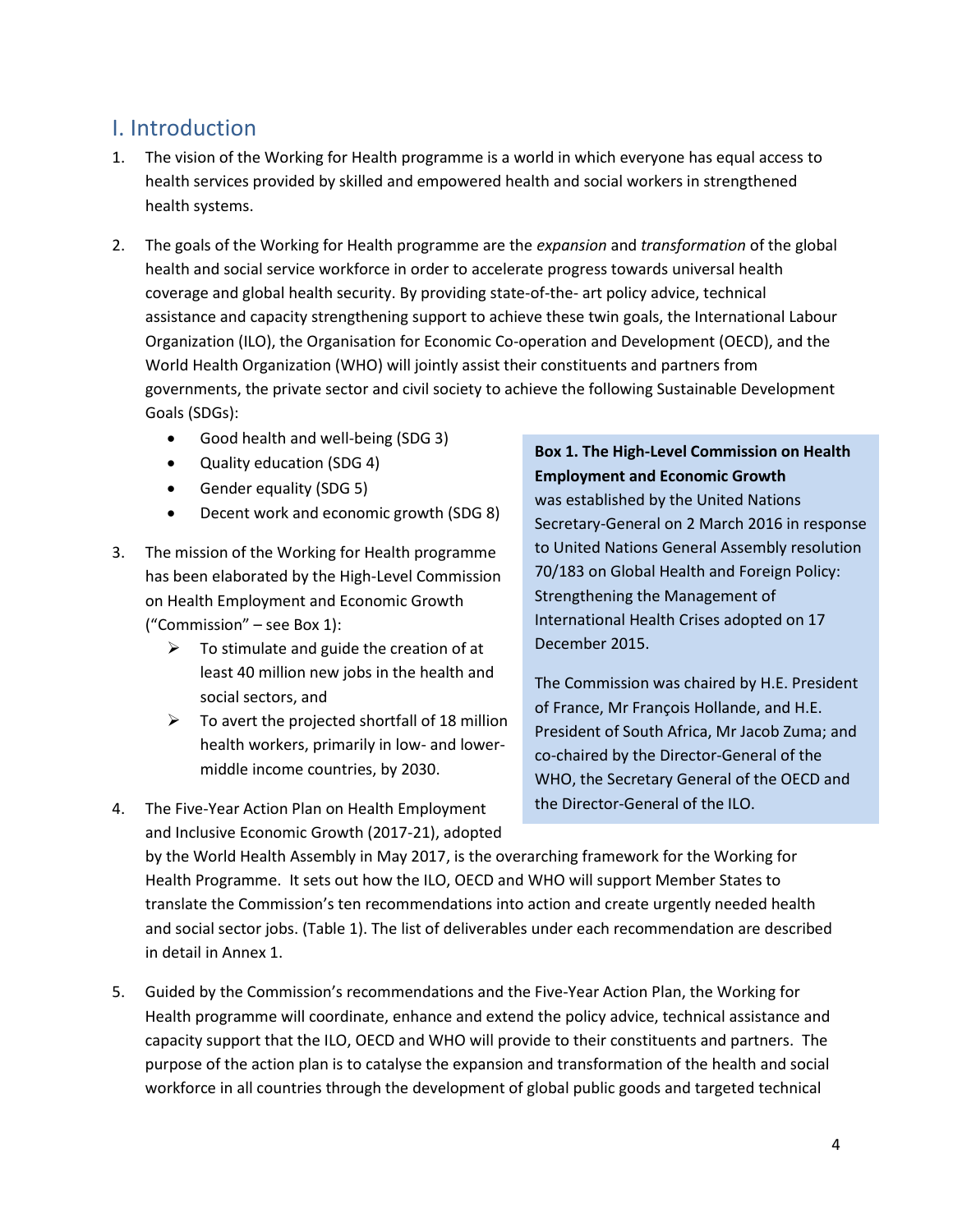## I. Introduction

1. The vision of the Working for Health programme is a world in which everyone has equal access to health services provided by skilled and empowered health and social workers in strengthened health systems.

2. The goals of the Working for Health programme are the *expansion* and *transformation* of the global health and social service workforce in order to accelerate progress towards universal health coverage and global health security. By providing state-of-the- art policy advice, technical assistance and capacity strengthening support to achieve these twin goals, the International Labour Organization (ILO), the Organisation for Economic Co-operation and Development (OECD), and the World Health Organization (WHO) will jointly assist their constituents and partners from governments, the private sector and civil society to achieve the following Sustainable Development Goals (SDGs):
   - Good health and well-being (SDG 3)
   - Quality education (SDG 4)
   - Gender equality (SDG 5)
   - Decent work and economic growth (SDG 8)

3. The mission of the Working for Health programme has been elaborated by the High-Level Commission on Health Employment and Economic Growth ("Commission" – see Box 1):
   - To stimulate and guide the creation of at least 40 million new jobs in the health and social sectors, and
   - To avert the projected shortfall of 18 million health workers, primarily in low- and lower-middle income countries, by 2030.

> **Box 1. The High-Level Commission on Health Employment and Economic Growth** was established by the United Nations Secretary-General on 2 March 2016 in response to United Nations General Assembly resolution 70/183 on Global Health and Foreign Policy: Strengthening the Management of International Health Crises adopted on 17 December 2015.
>
> The Commission was chaired by H.E. President of France, Mr François Hollande, and H.E. President of South Africa, Mr Jacob Zuma; and co-chaired by the Director-General of the WHO, the Secretary General of the OECD and the Director-General of the ILO.

4. The Five-Year Action Plan on Health Employment and Inclusive Economic Growth (2017-21), adopted by the World Health Assembly in May 2017, is the overarching framework for the Working for Health Programme. It sets out how the ILO, OECD and WHO will support Member States to translate the Commission's ten recommendations into action and create urgently needed health and social sector jobs. (Table 1). The list of deliverables under each recommendation are described in detail in Annex 1.

5. Guided by the Commission's recommendations and the Five-Year Action Plan, the Working for Health programme will coordinate, enhance and extend the policy advice, technical assistance and capacity support that the ILO, OECD and WHO will provide to their constituents and partners. The purpose of the action plan is to catalyse the expansion and transformation of the health and social workforce in all countries through the development of global public goods and targeted technical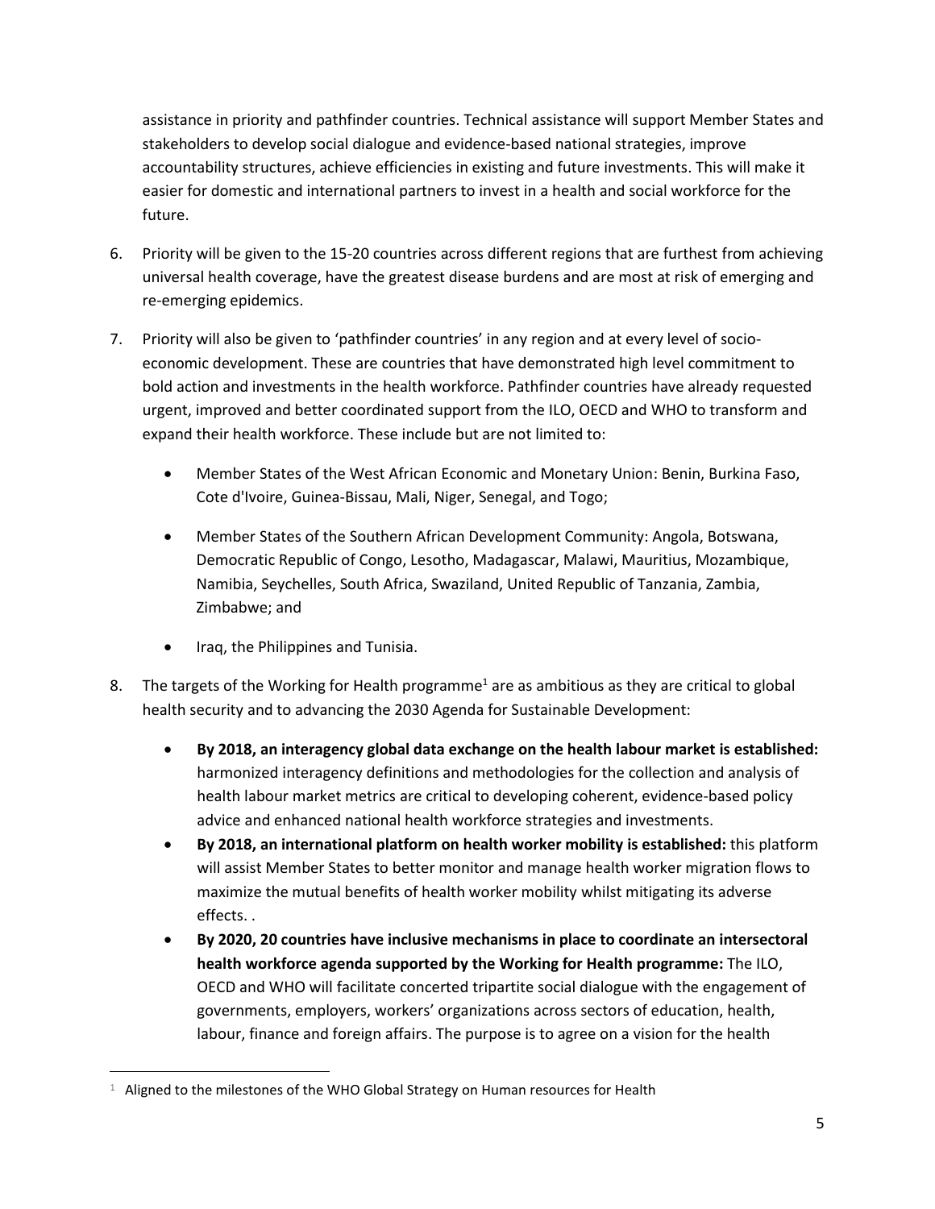assistance in priority and pathfinder countries. Technical assistance will support Member States and stakeholders to develop social dialogue and evidence-based national strategies, improve accountability structures, achieve efficiencies in existing and future investments. This will make it easier for domestic and international partners to invest in a health and social workforce for the future.

6. Priority will be given to the 15-20 countries across different regions that are furthest from achieving universal health coverage, have the greatest disease burdens and are most at risk of emerging and re-emerging epidemics.

7. Priority will also be given to 'pathfinder countries' in any region and at every level of socio-economic development. These are countries that have demonstrated high level commitment to bold action and investments in the health workforce. Pathfinder countries have already requested urgent, improved and better coordinated support from the ILO, OECD and WHO to transform and expand their health workforce. These include but are not limited to:

   - Member States of the West African Economic and Monetary Union: Benin, Burkina Faso, Cote d'Ivoire, Guinea-Bissau, Mali, Niger, Senegal, and Togo;
   - Member States of the Southern African Development Community: Angola, Botswana, Democratic Republic of Congo, Lesotho, Madagascar, Malawi, Mauritius, Mozambique, Namibia, Seychelles, South Africa, Swaziland, United Republic of Tanzania, Zambia, Zimbabwe; and
   - Iraq, the Philippines and Tunisia.

8. The targets of the Working for Health programme[1] are as ambitious as they are critical to global health security and to advancing the 2030 Agenda for Sustainable Development:

   - **By 2018, an interagency global data exchange on the health labour market is established:** harmonized interagency definitions and methodologies for the collection and analysis of health labour market metrics are critical to developing coherent, evidence-based policy advice and enhanced national health workforce strategies and investments.
   - **By 2018, an international platform on health worker mobility is established:** this platform will assist Member States to better monitor and manage health worker migration flows to maximize the mutual benefits of health worker mobility whilst mitigating its adverse effects. .
   - **By 2020, 20 countries have inclusive mechanisms in place to coordinate an intersectoral health workforce agenda supported by the Working for Health programme:** The ILO, OECD and WHO will facilitate concerted tripartite social dialogue with the engagement of governments, employers, workers' organizations across sectors of education, health, labour, finance and foreign affairs. The purpose is to agree on a vision for the health

[1] Aligned to the milestones of the WHO Global Strategy on Human resources for Health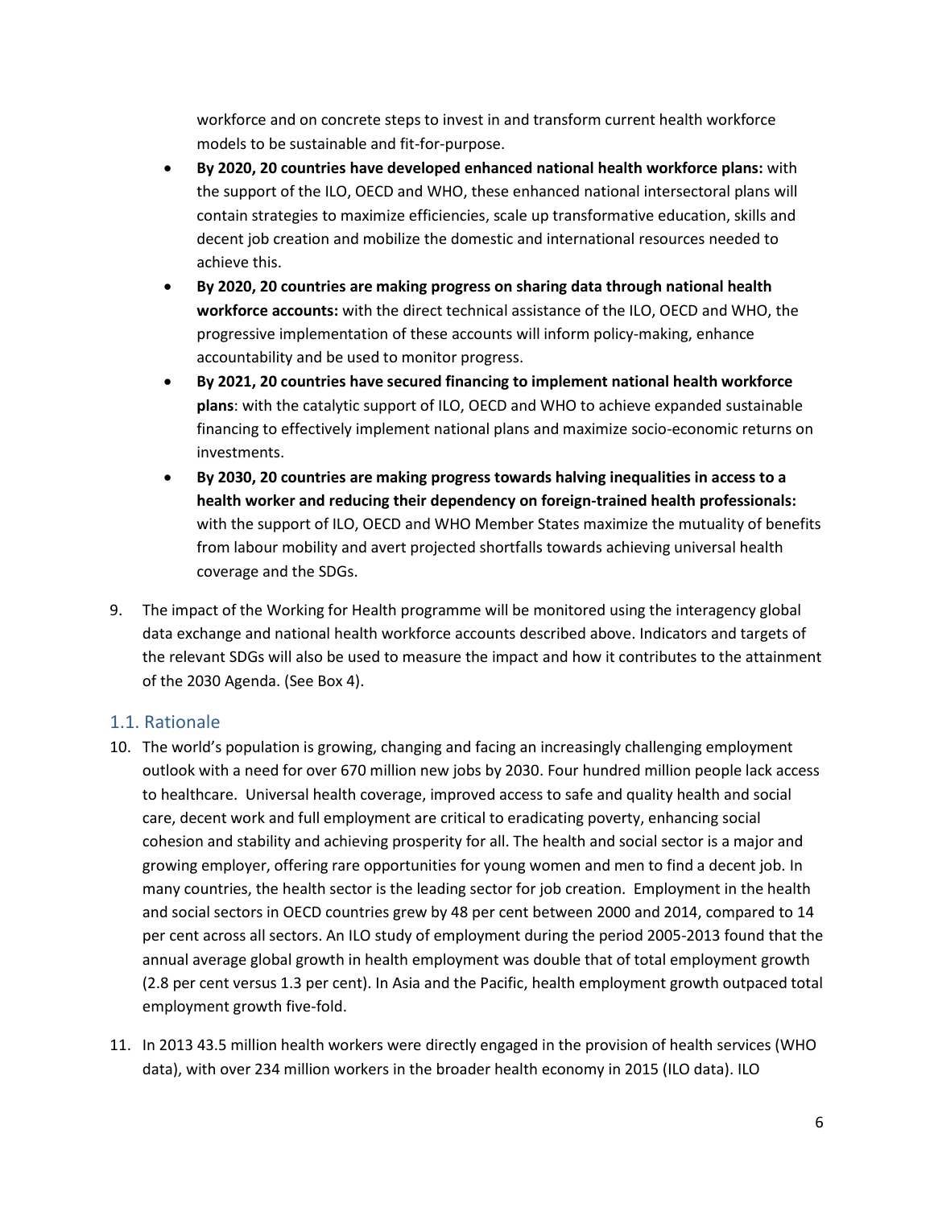workforce and on concrete steps to invest in and transform current health workforce models to be sustainable and fit-for-purpose.

- **By 2020, 20 countries have developed enhanced national health workforce plans:** with the support of the ILO, OECD and WHO, these enhanced national intersectoral plans will contain strategies to maximize efficiencies, scale up transformative education, skills and decent job creation and mobilize the domestic and international resources needed to achieve this.
- **By 2020, 20 countries are making progress on sharing data through national health workforce accounts:** with the direct technical assistance of the ILO, OECD and WHO, the progressive implementation of these accounts will inform policy-making, enhance accountability and be used to monitor progress.
- **By 2021, 20 countries have secured financing to implement national health workforce plans**: with the catalytic support of ILO, OECD and WHO to achieve expanded sustainable financing to effectively implement national plans and maximize socio-economic returns on investments.
- **By 2030, 20 countries are making progress towards halving inequalities in access to a health worker and reducing their dependency on foreign-trained health professionals:** with the support of ILO, OECD and WHO Member States maximize the mutuality of benefits from labour mobility and avert projected shortfalls towards achieving universal health coverage and the SDGs.

9. The impact of the Working for Health programme will be monitored using the interagency global data exchange and national health workforce accounts described above. Indicators and targets of the relevant SDGs will also be used to measure the impact and how it contributes to the attainment of the 2030 Agenda. (See Box 4).

## 1.1. Rationale

10. The world's population is growing, changing and facing an increasingly challenging employment outlook with a need for over 670 million new jobs by 2030. Four hundred million people lack access to healthcare. Universal health coverage, improved access to safe and quality health and social care, decent work and full employment are critical to eradicating poverty, enhancing social cohesion and stability and achieving prosperity for all. The health and social sector is a major and growing employer, offering rare opportunities for young women and men to find a decent job. In many countries, the health sector is the leading sector for job creation. Employment in the health and social sectors in OECD countries grew by 48 per cent between 2000 and 2014, compared to 14 per cent across all sectors. An ILO study of employment during the period 2005-2013 found that the annual average global growth in health employment was double that of total employment growth (2.8 per cent versus 1.3 per cent). In Asia and the Pacific, health employment growth outpaced total employment growth five-fold.

11. In 2013 43.5 million health workers were directly engaged in the provision of health services (WHO data), with over 234 million workers in the broader health economy in 2015 (ILO data). ILO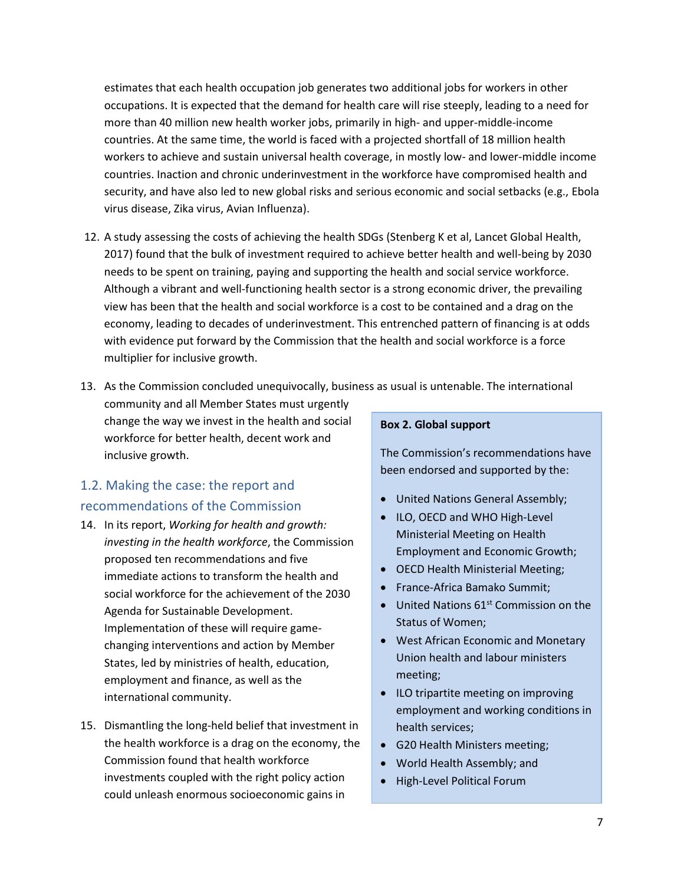estimates that each health occupation job generates two additional jobs for workers in other occupations. It is expected that the demand for health care will rise steeply, leading to a need for more than 40 million new health worker jobs, primarily in high- and upper-middle-income countries. At the same time, the world is faced with a projected shortfall of 18 million health workers to achieve and sustain universal health coverage, in mostly low- and lower-middle income countries. Inaction and chronic underinvestment in the workforce have compromised health and security, and have also led to new global risks and serious economic and social setbacks (e.g., Ebola virus disease, Zika virus, Avian Influenza).

12. A study assessing the costs of achieving the health SDGs (Stenberg K et al, Lancet Global Health, 2017) found that the bulk of investment required to achieve better health and well-being by 2030 needs to be spent on training, paying and supporting the health and social service workforce. Although a vibrant and well-functioning health sector is a strong economic driver, the prevailing view has been that the health and social workforce is a cost to be contained and a drag on the economy, leading to decades of underinvestment. This entrenched pattern of financing is at odds with evidence put forward by the Commission that the health and social workforce is a force multiplier for inclusive growth.

13. As the Commission concluded unequivocally, business as usual is untenable. The international community and all Member States must urgently change the way we invest in the health and social workforce for better health, decent work and inclusive growth.

## 1.2. Making the case: the report and recommendations of the Commission

14. In its report, *Working for health and growth: investing in the health workforce*, the Commission proposed ten recommendations and five immediate actions to transform the health and social workforce for the achievement of the 2030 Agenda for Sustainable Development. Implementation of these will require game-changing interventions and action by Member States, led by ministries of health, education, employment and finance, as well as the international community.

15. Dismantling the long-held belief that investment in the health workforce is a drag on the economy, the Commission found that health workforce investments coupled with the right policy action could unleash enormous socioeconomic gains in

**Box 2. Global support**

The Commission's recommendations have been endorsed and supported by the:

- United Nations General Assembly;
- ILO, OECD and WHO High-Level Ministerial Meeting on Health Employment and Economic Growth;
- OECD Health Ministerial Meeting;
- France-Africa Bamako Summit;
- United Nations 61st Commission on the Status of Women;
- West African Economic and Monetary Union health and labour ministers meeting;
- ILO tripartite meeting on improving employment and working conditions in health services;
- G20 Health Ministers meeting;
- World Health Assembly; and
- High-Level Political Forum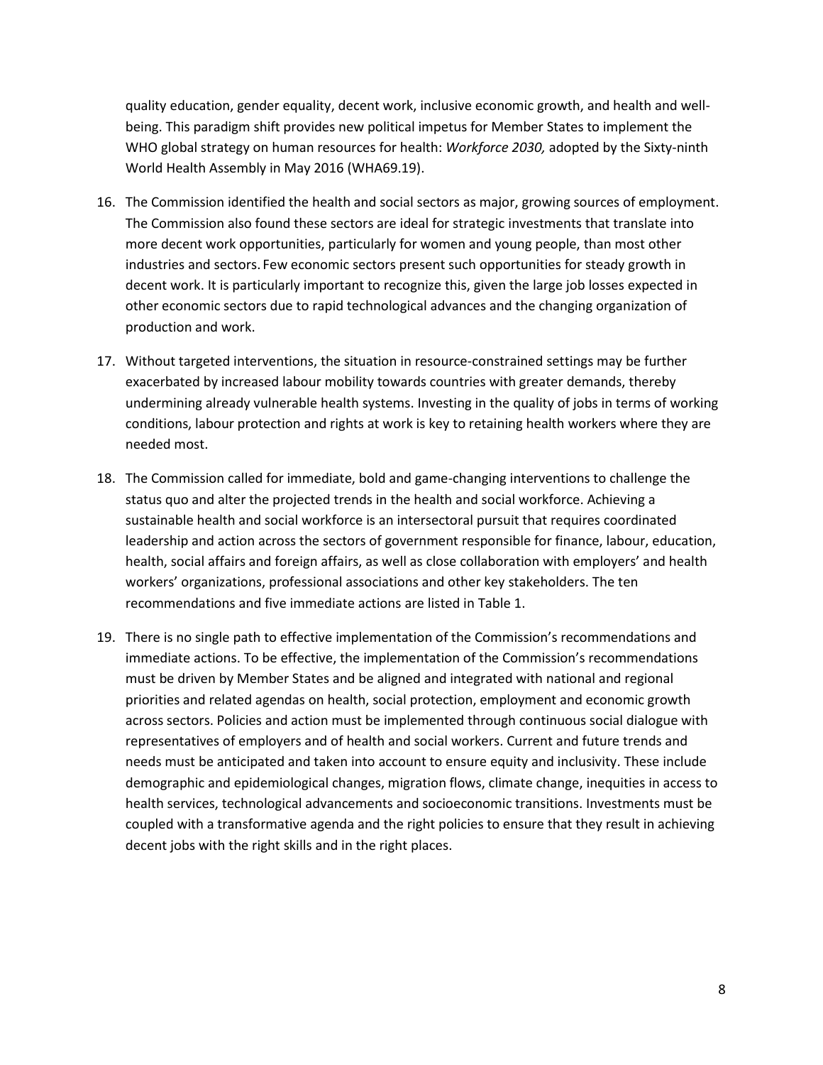quality education, gender equality, decent work, inclusive economic growth, and health and well-being. This paradigm shift provides new political impetus for Member States to implement the WHO global strategy on human resources for health: *Workforce 2030,* adopted by the Sixty-ninth World Health Assembly in May 2016 (WHA69.19).

16. The Commission identified the health and social sectors as major, growing sources of employment. The Commission also found these sectors are ideal for strategic investments that translate into more decent work opportunities, particularly for women and young people, than most other industries and sectors. Few economic sectors present such opportunities for steady growth in decent work. It is particularly important to recognize this, given the large job losses expected in other economic sectors due to rapid technological advances and the changing organization of production and work.

17. Without targeted interventions, the situation in resource-constrained settings may be further exacerbated by increased labour mobility towards countries with greater demands, thereby undermining already vulnerable health systems. Investing in the quality of jobs in terms of working conditions, labour protection and rights at work is key to retaining health workers where they are needed most.

18. The Commission called for immediate, bold and game-changing interventions to challenge the status quo and alter the projected trends in the health and social workforce. Achieving a sustainable health and social workforce is an intersectoral pursuit that requires coordinated leadership and action across the sectors of government responsible for finance, labour, education, health, social affairs and foreign affairs, as well as close collaboration with employers' and health workers' organizations, professional associations and other key stakeholders. The ten recommendations and five immediate actions are listed in Table 1.

19. There is no single path to effective implementation of the Commission's recommendations and immediate actions. To be effective, the implementation of the Commission's recommendations must be driven by Member States and be aligned and integrated with national and regional priorities and related agendas on health, social protection, employment and economic growth across sectors. Policies and action must be implemented through continuous social dialogue with representatives of employers and of health and social workers. Current and future trends and needs must be anticipated and taken into account to ensure equity and inclusivity. These include demographic and epidemiological changes, migration flows, climate change, inequities in access to health services, technological advancements and socioeconomic transitions. Investments must be coupled with a transformative agenda and the right policies to ensure that they result in achieving decent jobs with the right skills and in the right places.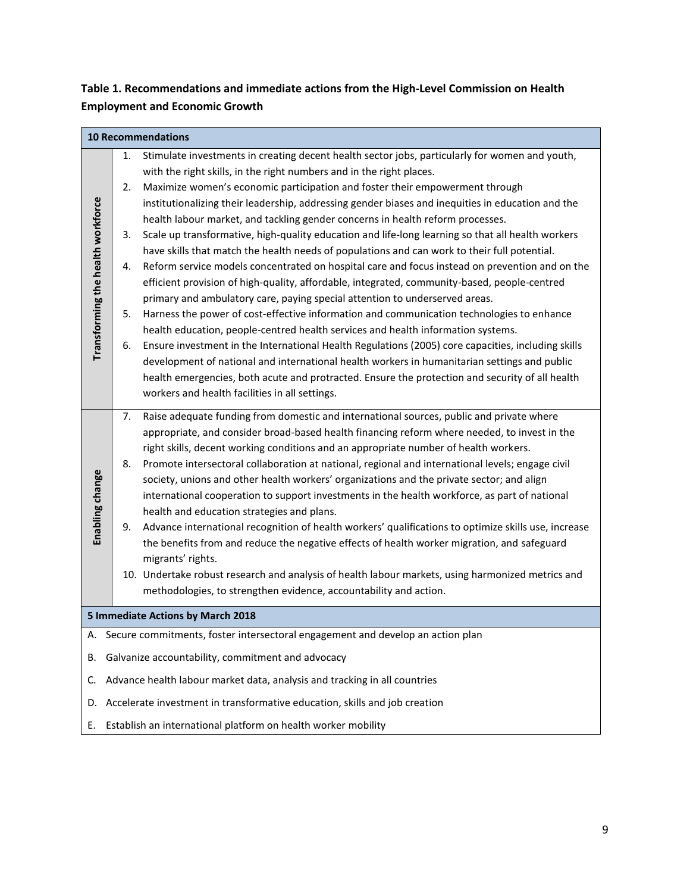**Table 1. Recommendations and immediate actions from the High-Level Commission on Health Employment and Economic Growth**

| **10 Recommendations** | |
|---|---|
| **Transforming the health workforce** | 1. Stimulate investments in creating decent health sector jobs, particularly for women and youth, with the right skills, in the right numbers and in the right places.<br>2. Maximize women's economic participation and foster their empowerment through institutionalizing their leadership, addressing gender biases and inequities in education and the health labour market, and tackling gender concerns in health reform processes.<br>3. Scale up transformative, high-quality education and life-long learning so that all health workers have skills that match the health needs of populations and can work to their full potential.<br>4. Reform service models concentrated on hospital care and focus instead on prevention and on the efficient provision of high-quality, affordable, integrated, community-based, people-centred primary and ambulatory care, paying special attention to underserved areas.<br>5. Harness the power of cost-effective information and communication technologies to enhance health education, people-centred health services and health information systems.<br>6. Ensure investment in the International Health Regulations (2005) core capacities, including skills development of national and international health workers in humanitarian settings and public health emergencies, both acute and protracted. Ensure the protection and security of all health workers and health facilities in all settings. |
| **Enabling change** | 7. Raise adequate funding from domestic and international sources, public and private where appropriate, and consider broad-based health financing reform where needed, to invest in the right skills, decent working conditions and an appropriate number of health workers.<br>8. Promote intersectoral collaboration at national, regional and international levels; engage civil society, unions and other health workers' organizations and the private sector; and align international cooperation to support investments in the health workforce, as part of national health and education strategies and plans.<br>9. Advance international recognition of health workers' qualifications to optimize skills use, increase the benefits from and reduce the negative effects of health worker migration, and safeguard migrants' rights.<br>10. Undertake robust research and analysis of health labour markets, using harmonized metrics and methodologies, to strengthen evidence, accountability and action. |
| **5 Immediate Actions by March 2018** | |
| A. Secure commitments, foster intersectoral engagement and develop an action plan | |
| B. Galvanize accountability, commitment and advocacy | |
| C. Advance health labour market data, analysis and tracking in all countries | |
| D. Accelerate investment in transformative education, skills and job creation | |
| E. Establish an international platform on health worker mobility | |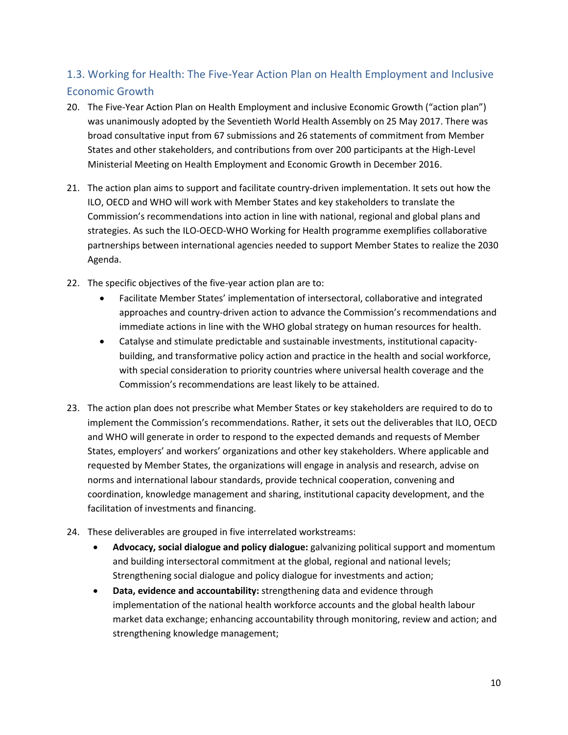## 1.3. Working for Health: The Five-Year Action Plan on Health Employment and Inclusive Economic Growth

20. The Five-Year Action Plan on Health Employment and inclusive Economic Growth ("action plan") was unanimously adopted by the Seventieth World Health Assembly on 25 May 2017. There was broad consultative input from 67 submissions and 26 statements of commitment from Member States and other stakeholders, and contributions from over 200 participants at the High-Level Ministerial Meeting on Health Employment and Economic Growth in December 2016.

21. The action plan aims to support and facilitate country-driven implementation. It sets out how the ILO, OECD and WHO will work with Member States and key stakeholders to translate the Commission's recommendations into action in line with national, regional and global plans and strategies. As such the ILO-OECD-WHO Working for Health programme exemplifies collaborative partnerships between international agencies needed to support Member States to realize the 2030 Agenda.

22. The specific objectives of the five-year action plan are to:
    - Facilitate Member States' implementation of intersectoral, collaborative and integrated approaches and country-driven action to advance the Commission's recommendations and immediate actions in line with the WHO global strategy on human resources for health.
    - Catalyse and stimulate predictable and sustainable investments, institutional capacity-building, and transformative policy action and practice in the health and social workforce, with special consideration to priority countries where universal health coverage and the Commission's recommendations are least likely to be attained.

23. The action plan does not prescribe what Member States or key stakeholders are required to do to implement the Commission's recommendations. Rather, it sets out the deliverables that ILO, OECD and WHO will generate in order to respond to the expected demands and requests of Member States, employers' and workers' organizations and other key stakeholders. Where applicable and requested by Member States, the organizations will engage in analysis and research, advise on norms and international labour standards, provide technical cooperation, convening and coordination, knowledge management and sharing, institutional capacity development, and the facilitation of investments and financing.

24. These deliverables are grouped in five interrelated workstreams:
    - **Advocacy, social dialogue and policy dialogue:** galvanizing political support and momentum and building intersectoral commitment at the global, regional and national levels; Strengthening social dialogue and policy dialogue for investments and action;
    - **Data, evidence and accountability:** strengthening data and evidence through implementation of the national health workforce accounts and the global health labour market data exchange; enhancing accountability through monitoring, review and action; and strengthening knowledge management;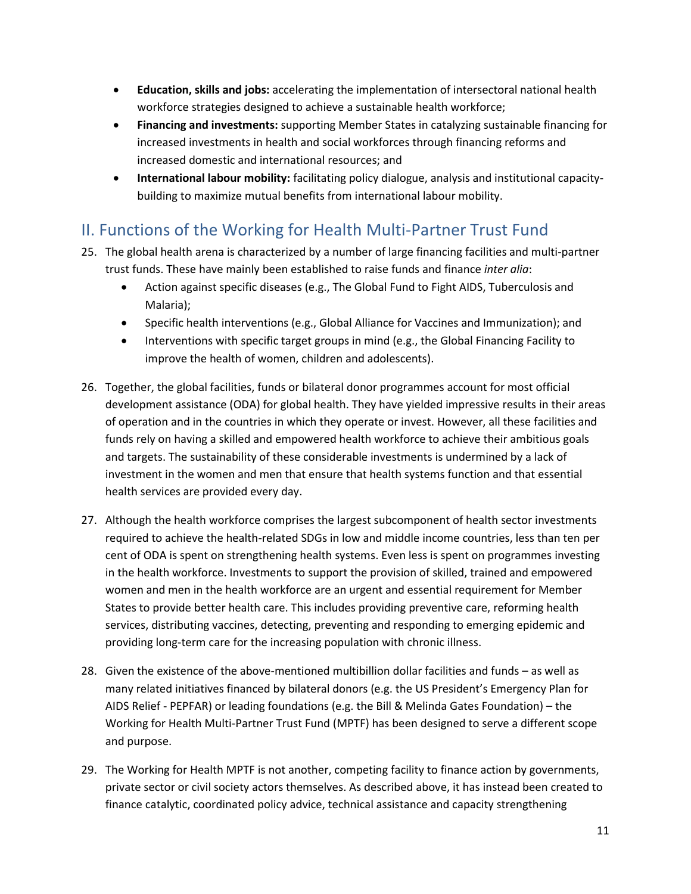- **Education, skills and jobs:** accelerating the implementation of intersectoral national health workforce strategies designed to achieve a sustainable health workforce;
- **Financing and investments:** supporting Member States in catalyzing sustainable financing for increased investments in health and social workforces through financing reforms and increased domestic and international resources; and
- **International labour mobility:** facilitating policy dialogue, analysis and institutional capacity-building to maximize mutual benefits from international labour mobility.

## II. Functions of the Working for Health Multi-Partner Trust Fund

25. The global health arena is characterized by a number of large financing facilities and multi-partner trust funds. These have mainly been established to raise funds and finance *inter alia*:
    - Action against specific diseases (e.g., The Global Fund to Fight AIDS, Tuberculosis and Malaria);
    - Specific health interventions (e.g., Global Alliance for Vaccines and Immunization); and
    - Interventions with specific target groups in mind (e.g., the Global Financing Facility to improve the health of women, children and adolescents).

26. Together, the global facilities, funds or bilateral donor programmes account for most official development assistance (ODA) for global health. They have yielded impressive results in their areas of operation and in the countries in which they operate or invest. However, all these facilities and funds rely on having a skilled and empowered health workforce to achieve their ambitious goals and targets. The sustainability of these considerable investments is undermined by a lack of investment in the women and men that ensure that health systems function and that essential health services are provided every day.

27. Although the health workforce comprises the largest subcomponent of health sector investments required to achieve the health-related SDGs in low and middle income countries, less than ten per cent of ODA is spent on strengthening health systems. Even less is spent on programmes investing in the health workforce. Investments to support the provision of skilled, trained and empowered women and men in the health workforce are an urgent and essential requirement for Member States to provide better health care. This includes providing preventive care, reforming health services, distributing vaccines, detecting, preventing and responding to emerging epidemic and providing long-term care for the increasing population with chronic illness.

28. Given the existence of the above-mentioned multibillion dollar facilities and funds – as well as many related initiatives financed by bilateral donors (e.g. the US President's Emergency Plan for AIDS Relief - PEPFAR) or leading foundations (e.g. the Bill & Melinda Gates Foundation) – the Working for Health Multi-Partner Trust Fund (MPTF) has been designed to serve a different scope and purpose.

29. The Working for Health MPTF is not another, competing facility to finance action by governments, private sector or civil society actors themselves. As described above, it has instead been created to finance catalytic, coordinated policy advice, technical assistance and capacity strengthening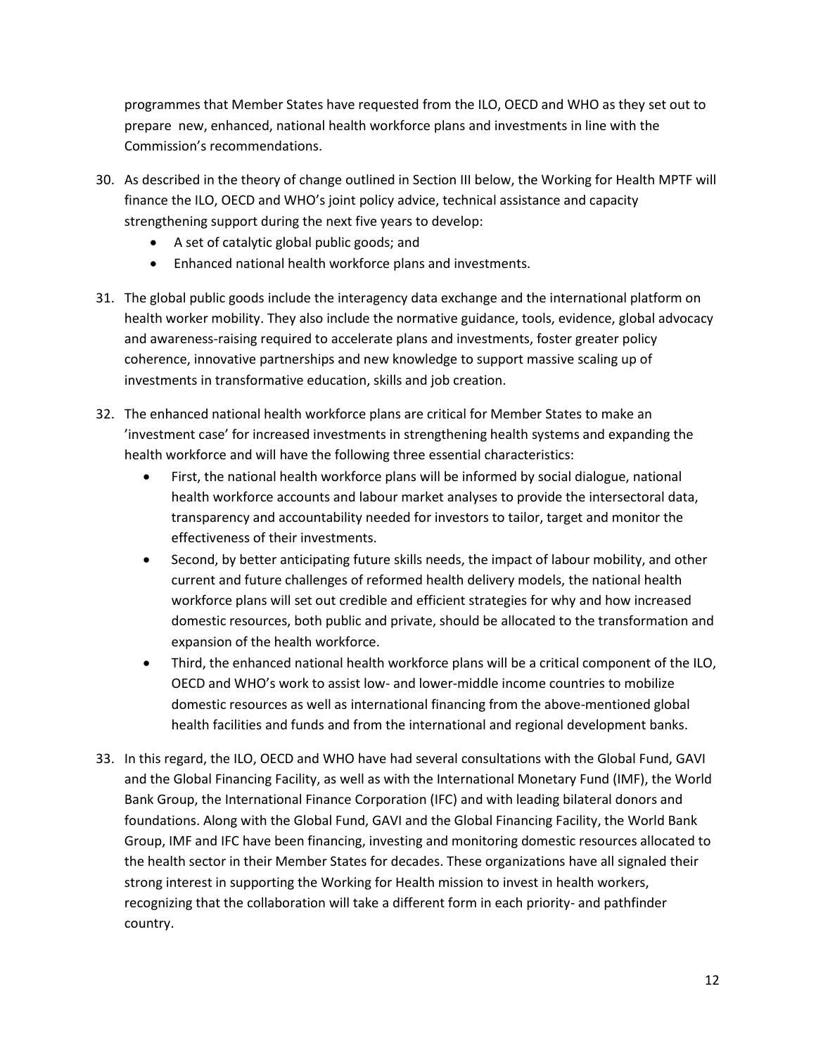programmes that Member States have requested from the ILO, OECD and WHO as they set out to prepare new, enhanced, national health workforce plans and investments in line with the Commission's recommendations.

30. As described in the theory of change outlined in Section III below, the Working for Health MPTF will finance the ILO, OECD and WHO's joint policy advice, technical assistance and capacity strengthening support during the next five years to develop:
    - A set of catalytic global public goods; and
    - Enhanced national health workforce plans and investments.

31. The global public goods include the interagency data exchange and the international platform on health worker mobility. They also include the normative guidance, tools, evidence, global advocacy and awareness-raising required to accelerate plans and investments, foster greater policy coherence, innovative partnerships and new knowledge to support massive scaling up of investments in transformative education, skills and job creation.

32. The enhanced national health workforce plans are critical for Member States to make an 'investment case' for increased investments in strengthening health systems and expanding the health workforce and will have the following three essential characteristics:
    - First, the national health workforce plans will be informed by social dialogue, national health workforce accounts and labour market analyses to provide the intersectoral data, transparency and accountability needed for investors to tailor, target and monitor the effectiveness of their investments.
    - Second, by better anticipating future skills needs, the impact of labour mobility, and other current and future challenges of reformed health delivery models, the national health workforce plans will set out credible and efficient strategies for why and how increased domestic resources, both public and private, should be allocated to the transformation and expansion of the health workforce.
    - Third, the enhanced national health workforce plans will be a critical component of the ILO, OECD and WHO's work to assist low- and lower-middle income countries to mobilize domestic resources as well as international financing from the above-mentioned global health facilities and funds and from the international and regional development banks.

33. In this regard, the ILO, OECD and WHO have had several consultations with the Global Fund, GAVI and the Global Financing Facility, as well as with the International Monetary Fund (IMF), the World Bank Group, the International Finance Corporation (IFC) and with leading bilateral donors and foundations. Along with the Global Fund, GAVI and the Global Financing Facility, the World Bank Group, IMF and IFC have been financing, investing and monitoring domestic resources allocated to the health sector in their Member States for decades. These organizations have all signaled their strong interest in supporting the Working for Health mission to invest in health workers, recognizing that the collaboration will take a different form in each priority- and pathfinder country.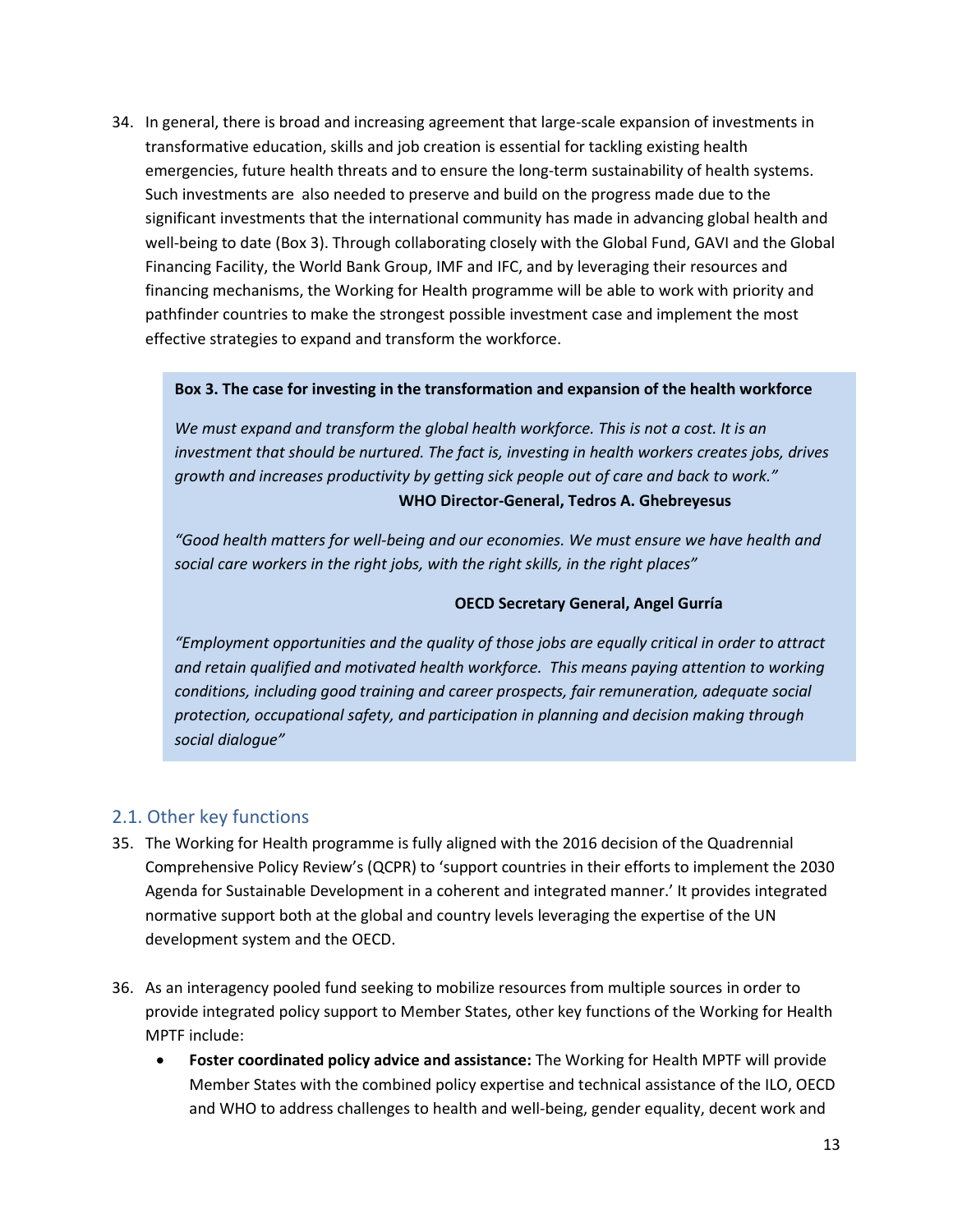34. In general, there is broad and increasing agreement that large-scale expansion of investments in transformative education, skills and job creation is essential for tackling existing health emergencies, future health threats and to ensure the long-term sustainability of health systems. Such investments are also needed to preserve and build on the progress made due to the significant investments that the international community has made in advancing global health and well-being to date (Box 3). Through collaborating closely with the Global Fund, GAVI and the Global Financing Facility, the World Bank Group, IMF and IFC, and by leveraging their resources and financing mechanisms, the Working for Health programme will be able to work with priority and pathfinder countries to make the strongest possible investment case and implement the most effective strategies to expand and transform the workforce.

> **Box 3. The case for investing in the transformation and expansion of the health workforce**
>
> *We must expand and transform the global health workforce. This is not a cost. It is an investment that should be nurtured. The fact is, investing in health workers creates jobs, drives growth and increases productivity by getting sick people out of care and back to work."*
>
> **WHO Director-General, Tedros A. Ghebreyesus**
>
> *"Good health matters for well-being and our economies. We must ensure we have health and social care workers in the right jobs, with the right skills, in the right places"*
>
> **OECD Secretary General, Angel Gurría**
>
> *"Employment opportunities and the quality of those jobs are equally critical in order to attract and retain qualified and motivated health workforce. This means paying attention to working conditions, including good training and career prospects, fair remuneration, adequate social protection, occupational safety, and participation in planning and decision making through social dialogue"*

## 2.1. Other key functions

35. The Working for Health programme is fully aligned with the 2016 decision of the Quadrennial Comprehensive Policy Review's (QCPR) to 'support countries in their efforts to implement the 2030 Agenda for Sustainable Development in a coherent and integrated manner.' It provides integrated normative support both at the global and country levels leveraging the expertise of the UN development system and the OECD.

36. As an interagency pooled fund seeking to mobilize resources from multiple sources in order to provide integrated policy support to Member States, other key functions of the Working for Health MPTF include:
    - **Foster coordinated policy advice and assistance:** The Working for Health MPTF will provide Member States with the combined policy expertise and technical assistance of the ILO, OECD and WHO to address challenges to health and well-being, gender equality, decent work and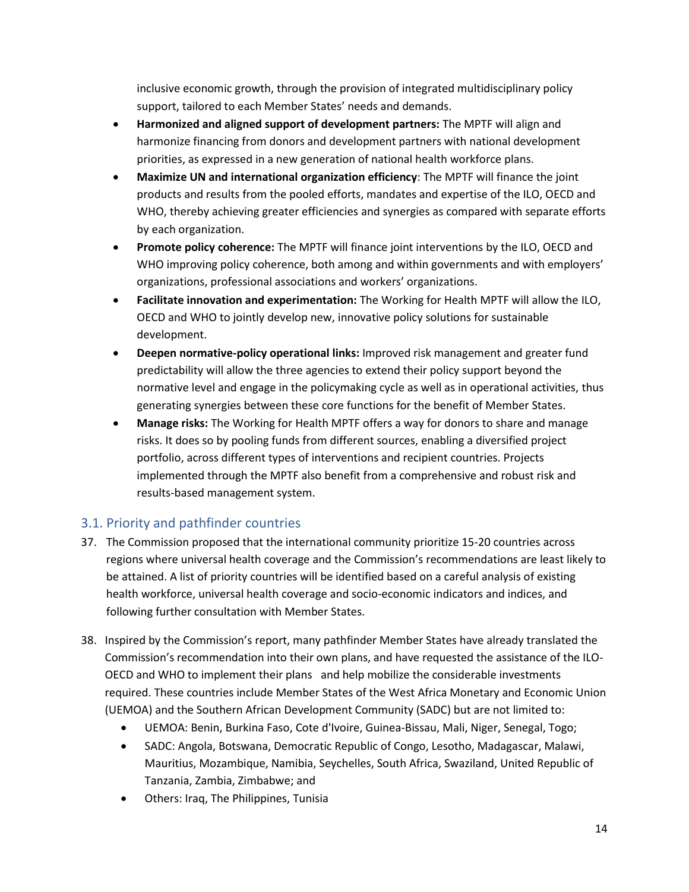inclusive economic growth, through the provision of integrated multidisciplinary policy support, tailored to each Member States' needs and demands.

- **Harmonized and aligned support of development partners:** The MPTF will align and harmonize financing from donors and development partners with national development priorities, as expressed in a new generation of national health workforce plans.
- **Maximize UN and international organization efficiency**: The MPTF will finance the joint products and results from the pooled efforts, mandates and expertise of the ILO, OECD and WHO, thereby achieving greater efficiencies and synergies as compared with separate efforts by each organization.
- **Promote policy coherence:** The MPTF will finance joint interventions by the ILO, OECD and WHO improving policy coherence, both among and within governments and with employers' organizations, professional associations and workers' organizations.
- **Facilitate innovation and experimentation:** The Working for Health MPTF will allow the ILO, OECD and WHO to jointly develop new, innovative policy solutions for sustainable development.
- **Deepen normative-policy operational links:** Improved risk management and greater fund predictability will allow the three agencies to extend their policy support beyond the normative level and engage in the policymaking cycle as well as in operational activities, thus generating synergies between these core functions for the benefit of Member States.
- **Manage risks:** The Working for Health MPTF offers a way for donors to share and manage risks. It does so by pooling funds from different sources, enabling a diversified project portfolio, across different types of interventions and recipient countries. Projects implemented through the MPTF also benefit from a comprehensive and robust risk and results-based management system.

## 3.1. Priority and pathfinder countries

37. The Commission proposed that the international community prioritize 15-20 countries across regions where universal health coverage and the Commission's recommendations are least likely to be attained. A list of priority countries will be identified based on a careful analysis of existing health workforce, universal health coverage and socio-economic indicators and indices, and following further consultation with Member States.

38. Inspired by the Commission's report, many pathfinder Member States have already translated the Commission's recommendation into their own plans, and have requested the assistance of the ILO-OECD and WHO to implement their plans and help mobilize the considerable investments required. These countries include Member States of the West Africa Monetary and Economic Union (UEMOA) and the Southern African Development Community (SADC) but are not limited to:
    - UEMOA: Benin, Burkina Faso, Cote d'Ivoire, Guinea-Bissau, Mali, Niger, Senegal, Togo;
    - SADC: Angola, Botswana, Democratic Republic of Congo, Lesotho, Madagascar, Malawi, Mauritius, Mozambique, Namibia, Seychelles, South Africa, Swaziland, United Republic of Tanzania, Zambia, Zimbabwe; and
    - Others: Iraq, The Philippines, Tunisia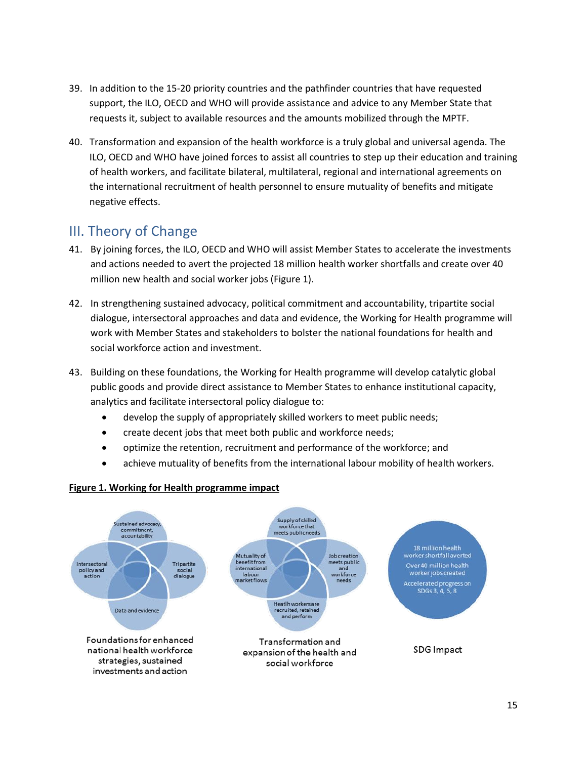39. In addition to the 15-20 priority countries and the pathfinder countries that have requested support, the ILO, OECD and WHO will provide assistance and advice to any Member State that requests it, subject to available resources and the amounts mobilized through the MPTF.

40. Transformation and expansion of the health workforce is a truly global and universal agenda. The ILO, OECD and WHO have joined forces to assist all countries to step up their education and training of health workers, and facilitate bilateral, multilateral, regional and international agreements on the international recruitment of health personnel to ensure mutuality of benefits and mitigate negative effects.

## III. Theory of Change

41. By joining forces, the ILO, OECD and WHO will assist Member States to accelerate the investments and actions needed to avert the projected 18 million health worker shortfalls and create over 40 million new health and social worker jobs (Figure 1).

42. In strengthening sustained advocacy, political commitment and accountability, tripartite social dialogue, intersectoral approaches and data and evidence, the Working for Health programme will work with Member States and stakeholders to bolster the national foundations for health and social workforce action and investment.

43. Building on these foundations, the Working for Health programme will develop catalytic global public goods and provide direct assistance to Member States to enhance institutional capacity, analytics and facilitate intersectoral policy dialogue to:
    - develop the supply of appropriately skilled workers to meet public needs;
    - create decent jobs that meet both public and workforce needs;
    - optimize the retention, recruitment and performance of the workforce; and
    - achieve mutuality of benefits from the international labour mobility of health workers.

**<u>Figure 1. Working for Health programme impact</u>**

Sustained advocacy, commitment, accountability

Intersectoral policy and action

Tripartite social dialogue

Data and evidence

Foundations for enhanced national health workforce strategies, sustained investments and action

Supply of skilled workforce that meets public needs

Mutuality of benefit from international labour market flows

Job creation meets public and workforce needs

Heatlh workers are recruited, retained and perform

Transformation and expansion of the health and social workforce

18 million health worker shortfall averted

Over 40 million health worker jobs created

Accelerated progress on SDGs 3, 4, 5, 8

SDG Impact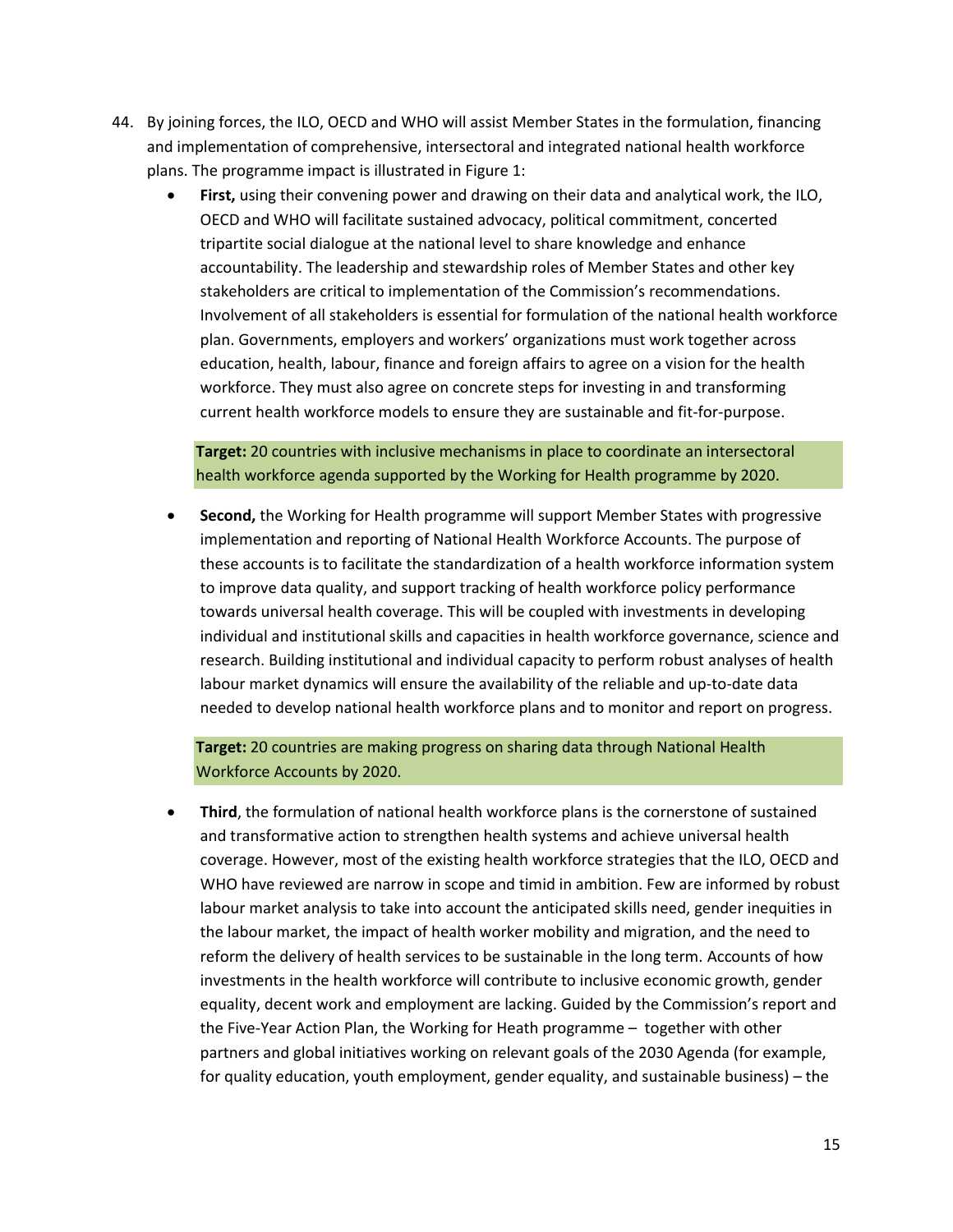44. By joining forces, the ILO, OECD and WHO will assist Member States in the formulation, financing and implementation of comprehensive, intersectoral and integrated national health workforce plans. The programme impact is illustrated in Figure 1:

    - **First,** using their convening power and drawing on their data and analytical work, the ILO, OECD and WHO will facilitate sustained advocacy, political commitment, concerted tripartite social dialogue at the national level to share knowledge and enhance accountability. The leadership and stewardship roles of Member States and other key stakeholders are critical to implementation of the Commission's recommendations. Involvement of all stakeholders is essential for formulation of the national health workforce plan. Governments, employers and workers' organizations must work together across education, health, labour, finance and foreign affairs to agree on a vision for the health workforce. They must also agree on concrete steps for investing in and transforming current health workforce models to ensure they are sustainable and fit-for-purpose.

      **Target:** 20 countries with inclusive mechanisms in place to coordinate an intersectoral health workforce agenda supported by the Working for Health programme by 2020.

    - **Second,** the Working for Health programme will support Member States with progressive implementation and reporting of National Health Workforce Accounts. The purpose of these accounts is to facilitate the standardization of a health workforce information system to improve data quality, and support tracking of health workforce policy performance towards universal health coverage. This will be coupled with investments in developing individual and institutional skills and capacities in health workforce governance, science and research. Building institutional and individual capacity to perform robust analyses of health labour market dynamics will ensure the availability of the reliable and up-to-date data needed to develop national health workforce plans and to monitor and report on progress.

      **Target:** 20 countries are making progress on sharing data through National Health Workforce Accounts by 2020.

    - **Third**, the formulation of national health workforce plans is the cornerstone of sustained and transformative action to strengthen health systems and achieve universal health coverage. However, most of the existing health workforce strategies that the ILO, OECD and WHO have reviewed are narrow in scope and timid in ambition. Few are informed by robust labour market analysis to take into account the anticipated skills need, gender inequities in the labour market, the impact of health worker mobility and migration, and the need to reform the delivery of health services to be sustainable in the long term. Accounts of how investments in the health workforce will contribute to inclusive economic growth, gender equality, decent work and employment are lacking. Guided by the Commission's report and the Five-Year Action Plan, the Working for Heath programme – together with other partners and global initiatives working on relevant goals of the 2030 Agenda (for example, for quality education, youth employment, gender equality, and sustainable business) – the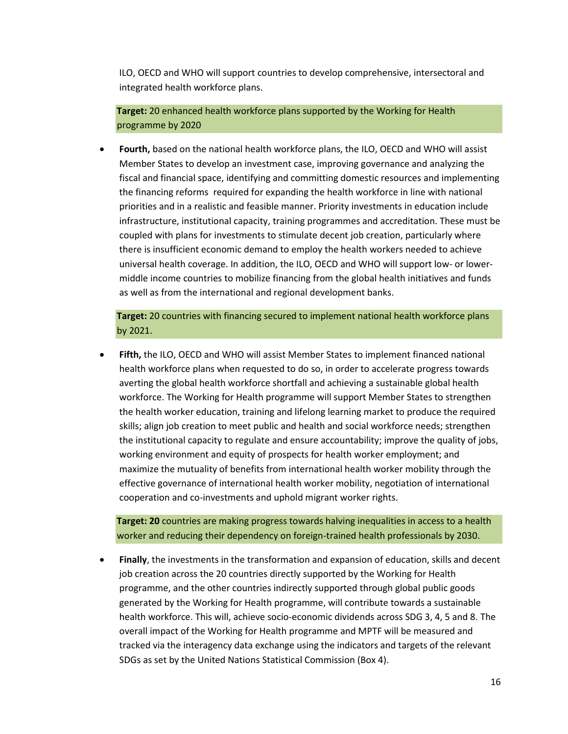ILO, OECD and WHO will support countries to develop comprehensive, intersectoral and integrated health workforce plans.

**Target:** 20 enhanced health workforce plans supported by the Working for Health programme by 2020

- **Fourth,** based on the national health workforce plans, the ILO, OECD and WHO will assist Member States to develop an investment case, improving governance and analyzing the fiscal and financial space, identifying and committing domestic resources and implementing the financing reforms required for expanding the health workforce in line with national priorities and in a realistic and feasible manner. Priority investments in education include infrastructure, institutional capacity, training programmes and accreditation. These must be coupled with plans for investments to stimulate decent job creation, particularly where there is insufficient economic demand to employ the health workers needed to achieve universal health coverage. In addition, the ILO, OECD and WHO will support low- or lower-middle income countries to mobilize financing from the global health initiatives and funds as well as from the international and regional development banks.

**Target:** 20 countries with financing secured to implement national health workforce plans by 2021.

- **Fifth,** the ILO, OECD and WHO will assist Member States to implement financed national health workforce plans when requested to do so, in order to accelerate progress towards averting the global health workforce shortfall and achieving a sustainable global health workforce. The Working for Health programme will support Member States to strengthen the health worker education, training and lifelong learning market to produce the required skills; align job creation to meet public and health and social workforce needs; strengthen the institutional capacity to regulate and ensure accountability; improve the quality of jobs, working environment and equity of prospects for health worker employment; and maximize the mutuality of benefits from international health worker mobility through the effective governance of international health worker mobility, negotiation of international cooperation and co-investments and uphold migrant worker rights.

**Target: 20** countries are making progress towards halving inequalities in access to a health worker and reducing their dependency on foreign-trained health professionals by 2030.

- **Finally**, the investments in the transformation and expansion of education, skills and decent job creation across the 20 countries directly supported by the Working for Health programme, and the other countries indirectly supported through global public goods generated by the Working for Health programme, will contribute towards a sustainable health workforce. This will, achieve socio-economic dividends across SDG 3, 4, 5 and 8. The overall impact of the Working for Health programme and MPTF will be measured and tracked via the interagency data exchange using the indicators and targets of the relevant SDGs as set by the United Nations Statistical Commission (Box 4).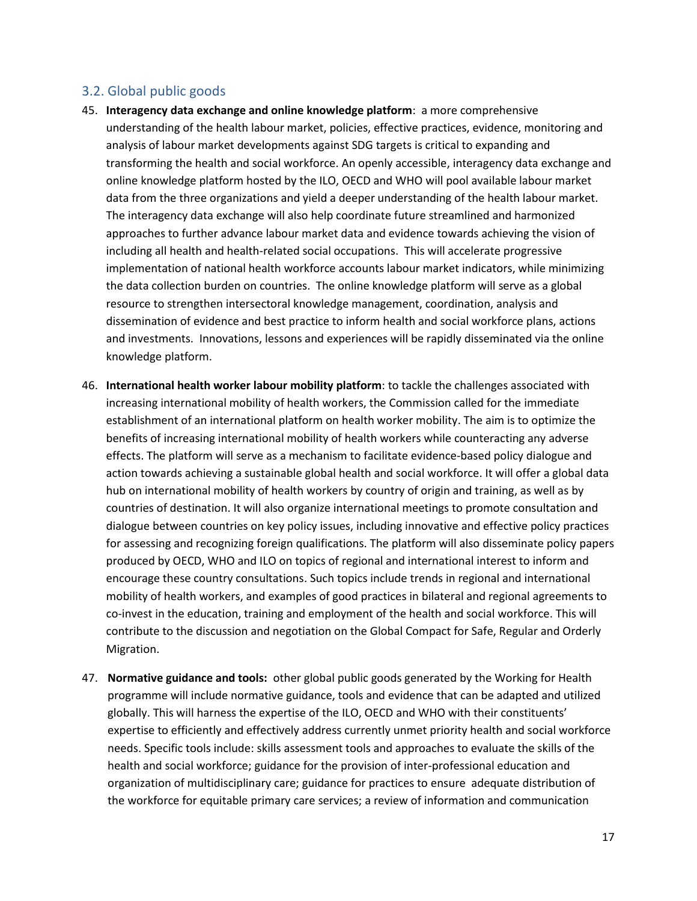### 3.2. Global public goods

45. **Interagency data exchange and online knowledge platform**: a more comprehensive understanding of the health labour market, policies, effective practices, evidence, monitoring and analysis of labour market developments against SDG targets is critical to expanding and transforming the health and social workforce. An openly accessible, interagency data exchange and online knowledge platform hosted by the ILO, OECD and WHO will pool available labour market data from the three organizations and yield a deeper understanding of the health labour market. The interagency data exchange will also help coordinate future streamlined and harmonized approaches to further advance labour market data and evidence towards achieving the vision of including all health and health-related social occupations. This will accelerate progressive implementation of national health workforce accounts labour market indicators, while minimizing the data collection burden on countries. The online knowledge platform will serve as a global resource to strengthen intersectoral knowledge management, coordination, analysis and dissemination of evidence and best practice to inform health and social workforce plans, actions and investments. Innovations, lessons and experiences will be rapidly disseminated via the online knowledge platform.

46. **International health worker labour mobility platform**: to tackle the challenges associated with increasing international mobility of health workers, the Commission called for the immediate establishment of an international platform on health worker mobility. The aim is to optimize the benefits of increasing international mobility of health workers while counteracting any adverse effects. The platform will serve as a mechanism to facilitate evidence-based policy dialogue and action towards achieving a sustainable global health and social workforce. It will offer a global data hub on international mobility of health workers by country of origin and training, as well as by countries of destination. It will also organize international meetings to promote consultation and dialogue between countries on key policy issues, including innovative and effective policy practices for assessing and recognizing foreign qualifications. The platform will also disseminate policy papers produced by OECD, WHO and ILO on topics of regional and international interest to inform and encourage these country consultations. Such topics include trends in regional and international mobility of health workers, and examples of good practices in bilateral and regional agreements to co-invest in the education, training and employment of the health and social workforce. This will contribute to the discussion and negotiation on the Global Compact for Safe, Regular and Orderly Migration.

47. **Normative guidance and tools:** other global public goods generated by the Working for Health programme will include normative guidance, tools and evidence that can be adapted and utilized globally. This will harness the expertise of the ILO, OECD and WHO with their constituents' expertise to efficiently and effectively address currently unmet priority health and social workforce needs. Specific tools include: skills assessment tools and approaches to evaluate the skills of the health and social workforce; guidance for the provision of inter-professional education and organization of multidisciplinary care; guidance for practices to ensure adequate distribution of the workforce for equitable primary care services; a review of information and communication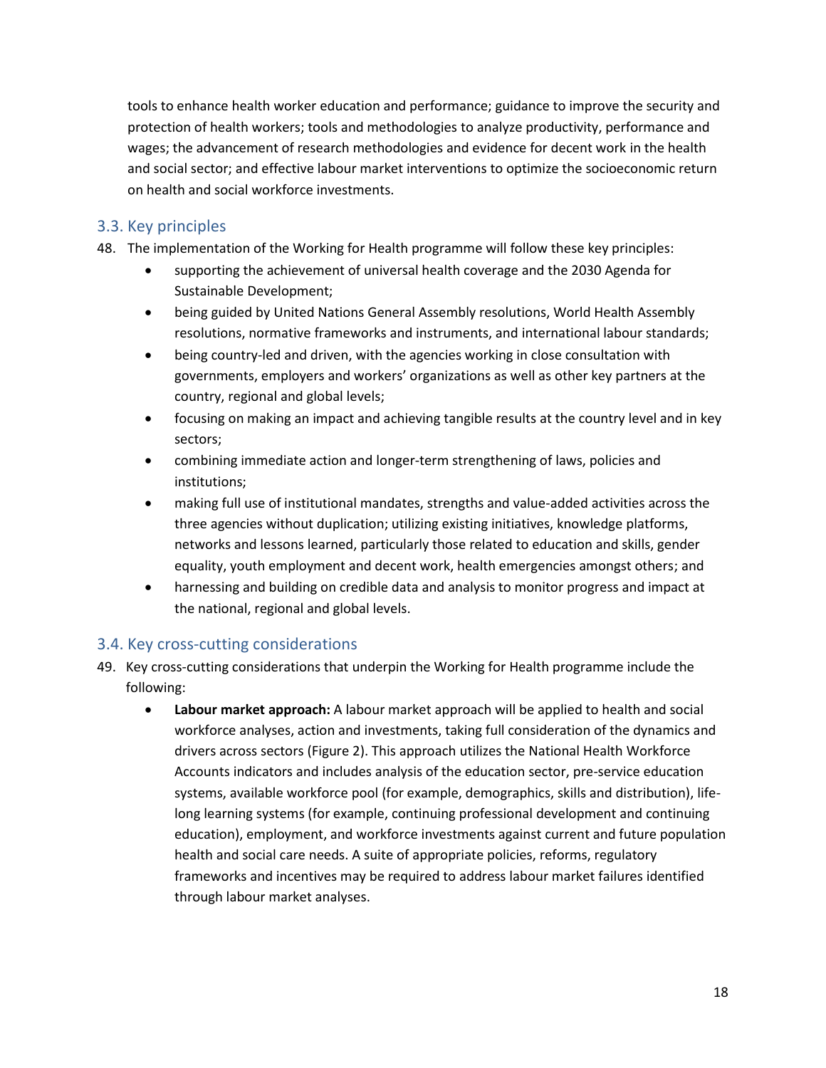tools to enhance health worker education and performance; guidance to improve the security and protection of health workers; tools and methodologies to analyze productivity, performance and wages; the advancement of research methodologies and evidence for decent work in the health and social sector; and effective labour market interventions to optimize the socioeconomic return on health and social workforce investments.

## 3.3. Key principles

48. The implementation of the Working for Health programme will follow these key principles:
    - supporting the achievement of universal health coverage and the 2030 Agenda for Sustainable Development;
    - being guided by United Nations General Assembly resolutions, World Health Assembly resolutions, normative frameworks and instruments, and international labour standards;
    - being country-led and driven, with the agencies working in close consultation with governments, employers and workers' organizations as well as other key partners at the country, regional and global levels;
    - focusing on making an impact and achieving tangible results at the country level and in key sectors;
    - combining immediate action and longer-term strengthening of laws, policies and institutions;
    - making full use of institutional mandates, strengths and value-added activities across the three agencies without duplication; utilizing existing initiatives, knowledge platforms, networks and lessons learned, particularly those related to education and skills, gender equality, youth employment and decent work, health emergencies amongst others; and
    - harnessing and building on credible data and analysis to monitor progress and impact at the national, regional and global levels.

## 3.4. Key cross-cutting considerations

49. Key cross-cutting considerations that underpin the Working for Health programme include the following:
    - **Labour market approach:** A labour market approach will be applied to health and social workforce analyses, action and investments, taking full consideration of the dynamics and drivers across sectors (Figure 2). This approach utilizes the National Health Workforce Accounts indicators and includes analysis of the education sector, pre-service education systems, available workforce pool (for example, demographics, skills and distribution), life-long learning systems (for example, continuing professional development and continuing education), employment, and workforce investments against current and future population health and social care needs. A suite of appropriate policies, reforms, regulatory frameworks and incentives may be required to address labour market failures identified through labour market analyses.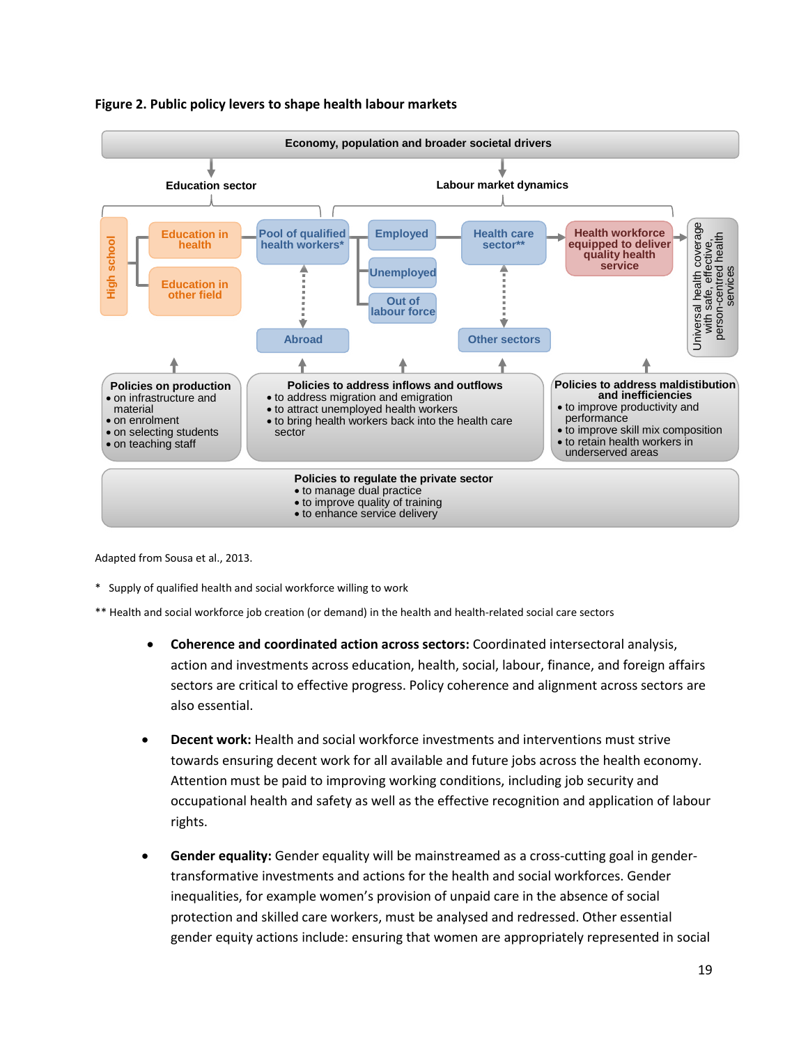**Figure 2. Public policy levers to shape health labour markets**

Economy, population and broader societal drivers

Education sector

Labour market dynamics

High school

Education in health

Education in other field

Pool of qualified health workers*

Employed

Unemployed

Out of labour force

Health care sector**

Health workforce equipped to deliver quality health service

Universal health coverage with safe, effective, person-centred health services

Abroad

Other sectors

**Policies on production**
- on infrastructure and material
- on enrolment
- on selecting students
- on teaching staff

**Policies to address inflows and outflows**
- to address migration and emigration
- to attract unemployed health workers
- to bring health workers back into the health care sector

**Policies to address maldistibution and inefficiencies**
- to improve productivity and performance
- to improve skill mix composition
- to retain health workers in underserved areas

**Policies to regulate the private sector**
- to manage dual practice
- to improve quality of training
- to enhance service delivery

Adapted from Sousa et al., 2013.

\* Supply of qualified health and social workforce willing to work

\*\* Health and social workforce job creation (or demand) in the health and health-related social care sectors

- **Coherence and coordinated action across sectors:** Coordinated intersectoral analysis, action and investments across education, health, social, labour, finance, and foreign affairs sectors are critical to effective progress. Policy coherence and alignment across sectors are also essential.

- **Decent work:** Health and social workforce investments and interventions must strive towards ensuring decent work for all available and future jobs across the health economy. Attention must be paid to improving working conditions, including job security and occupational health and safety as well as the effective recognition and application of labour rights.

- **Gender equality:** Gender equality will be mainstreamed as a cross-cutting goal in gender-transformative investments and actions for the health and social workforces. Gender inequalities, for example women's provision of unpaid care in the absence of social protection and skilled care workers, must be analysed and redressed. Other essential gender equity actions include: ensuring that women are appropriately represented in social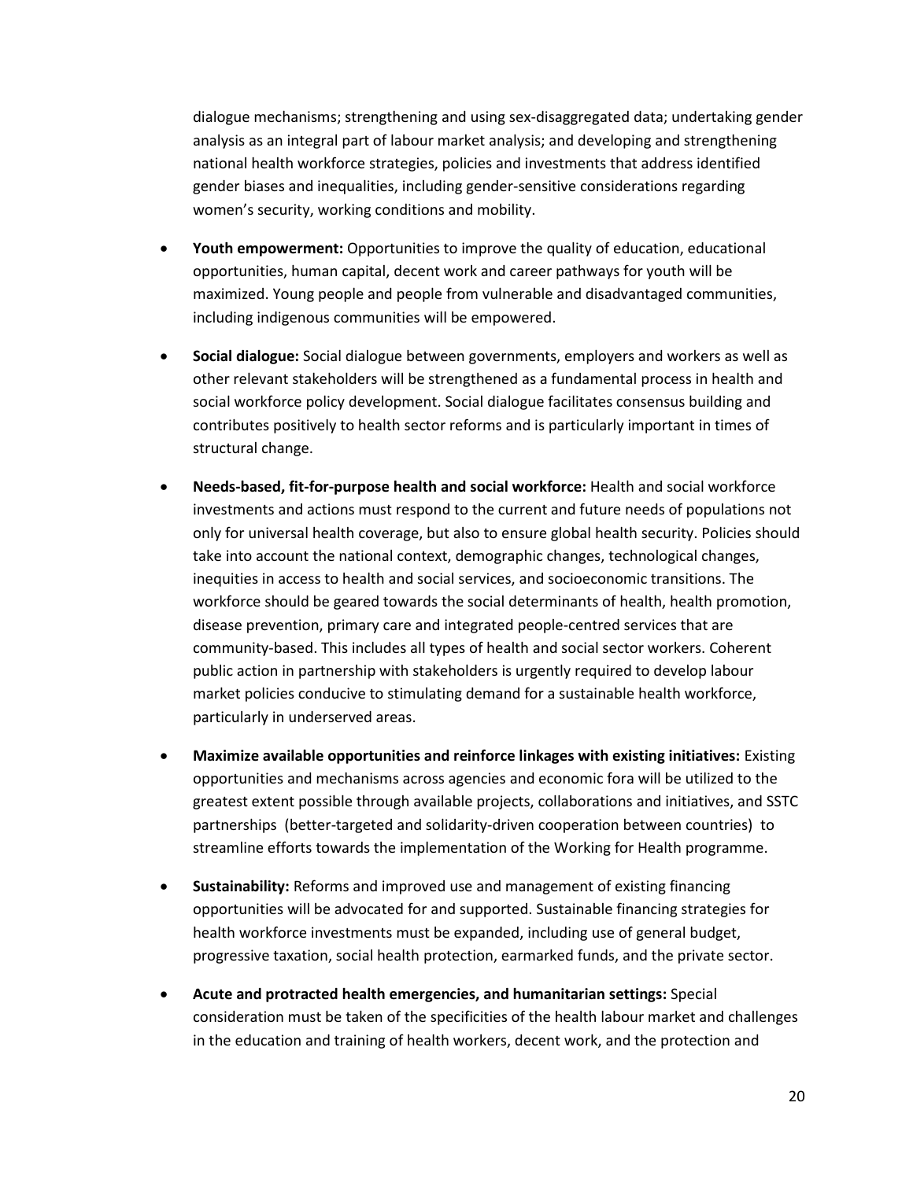dialogue mechanisms; strengthening and using sex-disaggregated data; undertaking gender analysis as an integral part of labour market analysis; and developing and strengthening national health workforce strategies, policies and investments that address identified gender biases and inequalities, including gender-sensitive considerations regarding women's security, working conditions and mobility.

- **Youth empowerment:** Opportunities to improve the quality of education, educational opportunities, human capital, decent work and career pathways for youth will be maximized. Young people and people from vulnerable and disadvantaged communities, including indigenous communities will be empowered.
- **Social dialogue:** Social dialogue between governments, employers and workers as well as other relevant stakeholders will be strengthened as a fundamental process in health and social workforce policy development. Social dialogue facilitates consensus building and contributes positively to health sector reforms and is particularly important in times of structural change.
- **Needs-based, fit-for-purpose health and social workforce:** Health and social workforce investments and actions must respond to the current and future needs of populations not only for universal health coverage, but also to ensure global health security. Policies should take into account the national context, demographic changes, technological changes, inequities in access to health and social services, and socioeconomic transitions. The workforce should be geared towards the social determinants of health, health promotion, disease prevention, primary care and integrated people-centred services that are community-based. This includes all types of health and social sector workers. Coherent public action in partnership with stakeholders is urgently required to develop labour market policies conducive to stimulating demand for a sustainable health workforce, particularly in underserved areas.
- **Maximize available opportunities and reinforce linkages with existing initiatives:** Existing opportunities and mechanisms across agencies and economic fora will be utilized to the greatest extent possible through available projects, collaborations and initiatives, and SSTC partnerships (better-targeted and solidarity-driven cooperation between countries) to streamline efforts towards the implementation of the Working for Health programme.
- **Sustainability:** Reforms and improved use and management of existing financing opportunities will be advocated for and supported. Sustainable financing strategies for health workforce investments must be expanded, including use of general budget, progressive taxation, social health protection, earmarked funds, and the private sector.
- **Acute and protracted health emergencies, and humanitarian settings:** Special consideration must be taken of the specificities of the health labour market and challenges in the education and training of health workers, decent work, and the protection and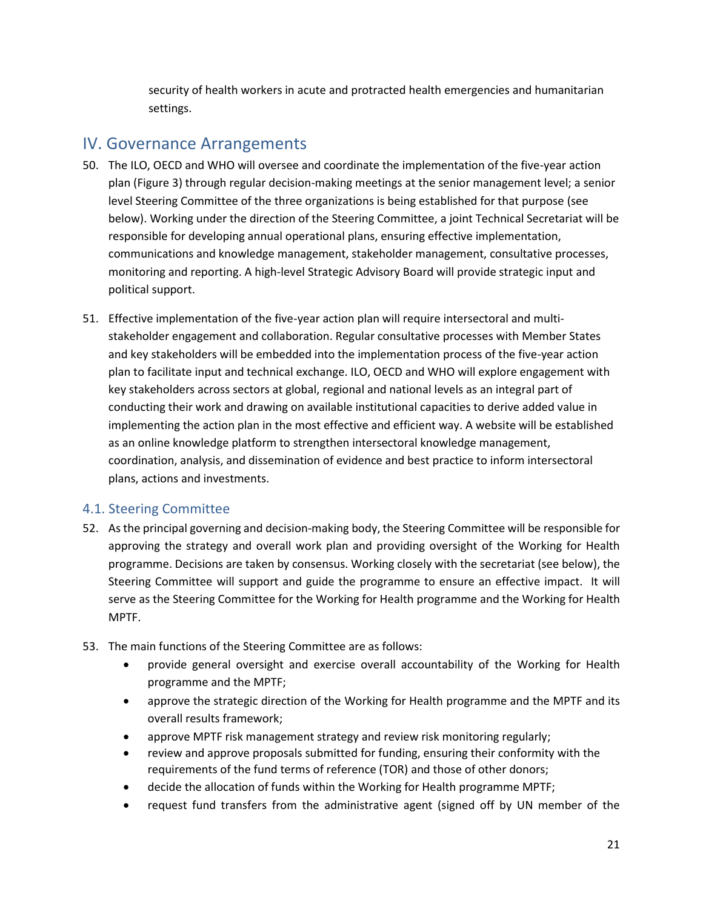security of health workers in acute and protracted health emergencies and humanitarian settings.

## IV. Governance Arrangements

50. The ILO, OECD and WHO will oversee and coordinate the implementation of the five-year action plan (Figure 3) through regular decision-making meetings at the senior management level; a senior level Steering Committee of the three organizations is being established for that purpose (see below). Working under the direction of the Steering Committee, a joint Technical Secretariat will be responsible for developing annual operational plans, ensuring effective implementation, communications and knowledge management, stakeholder management, consultative processes, monitoring and reporting. A high-level Strategic Advisory Board will provide strategic input and political support.

51. Effective implementation of the five-year action plan will require intersectoral and multi-stakeholder engagement and collaboration. Regular consultative processes with Member States and key stakeholders will be embedded into the implementation process of the five-year action plan to facilitate input and technical exchange. ILO, OECD and WHO will explore engagement with key stakeholders across sectors at global, regional and national levels as an integral part of conducting their work and drawing on available institutional capacities to derive added value in implementing the action plan in the most effective and efficient way. A website will be established as an online knowledge platform to strengthen intersectoral knowledge management, coordination, analysis, and dissemination of evidence and best practice to inform intersectoral plans, actions and investments.

### 4.1. Steering Committee

52. As the principal governing and decision-making body, the Steering Committee will be responsible for approving the strategy and overall work plan and providing oversight of the Working for Health programme. Decisions are taken by consensus. Working closely with the secretariat (see below), the Steering Committee will support and guide the programme to ensure an effective impact. It will serve as the Steering Committee for the Working for Health programme and the Working for Health MPTF.

53. The main functions of the Steering Committee are as follows:
    - provide general oversight and exercise overall accountability of the Working for Health programme and the MPTF;
    - approve the strategic direction of the Working for Health programme and the MPTF and its overall results framework;
    - approve MPTF risk management strategy and review risk monitoring regularly;
    - review and approve proposals submitted for funding, ensuring their conformity with the requirements of the fund terms of reference (TOR) and those of other donors;
    - decide the allocation of funds within the Working for Health programme MPTF;
    - request fund transfers from the administrative agent (signed off by UN member of the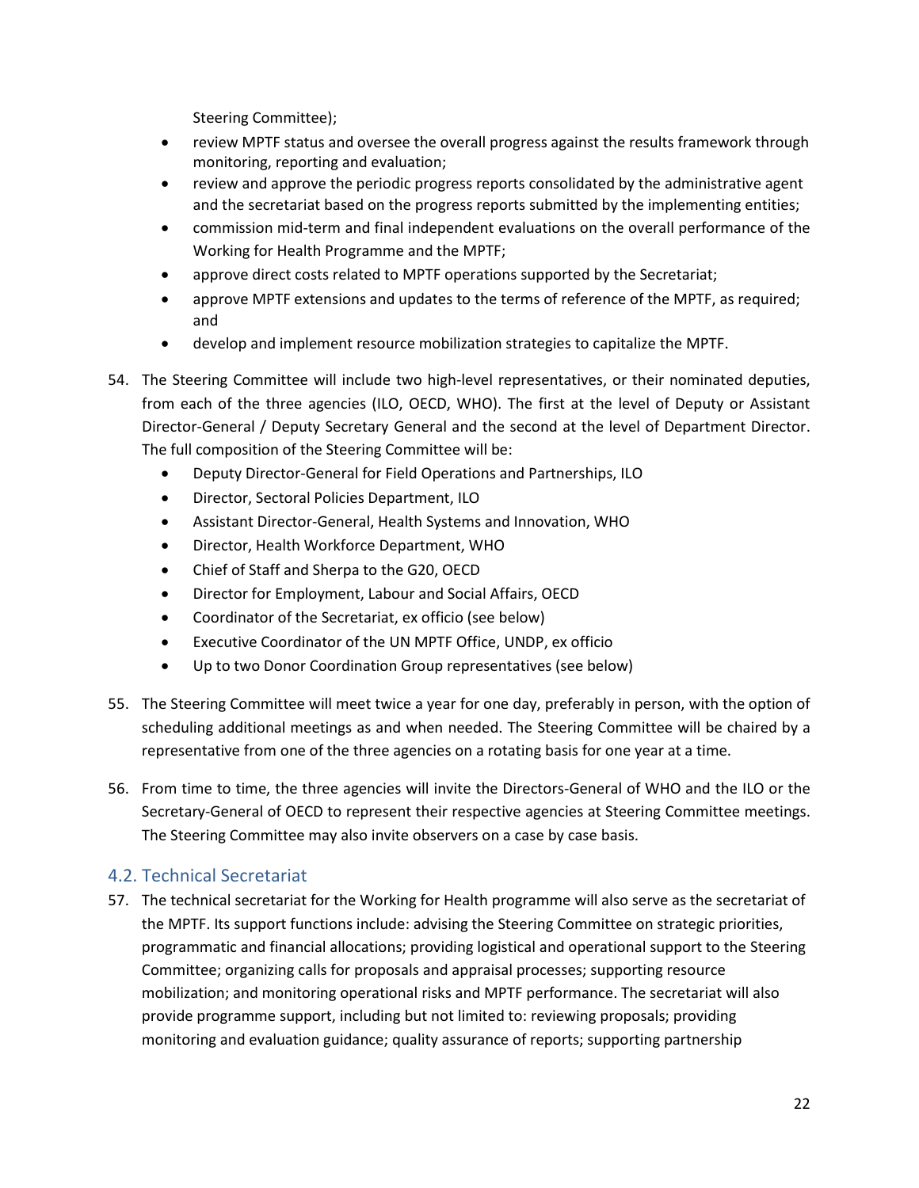Steering Committee);

- review MPTF status and oversee the overall progress against the results framework through monitoring, reporting and evaluation;
- review and approve the periodic progress reports consolidated by the administrative agent and the secretariat based on the progress reports submitted by the implementing entities;
- commission mid-term and final independent evaluations on the overall performance of the Working for Health Programme and the MPTF;
- approve direct costs related to MPTF operations supported by the Secretariat;
- approve MPTF extensions and updates to the terms of reference of the MPTF, as required; and
- develop and implement resource mobilization strategies to capitalize the MPTF.

54. The Steering Committee will include two high-level representatives, or their nominated deputies, from each of the three agencies (ILO, OECD, WHO). The first at the level of Deputy or Assistant Director-General / Deputy Secretary General and the second at the level of Department Director. The full composition of the Steering Committee will be:
    - Deputy Director-General for Field Operations and Partnerships, ILO
    - Director, Sectoral Policies Department, ILO
    - Assistant Director-General, Health Systems and Innovation, WHO
    - Director, Health Workforce Department, WHO
    - Chief of Staff and Sherpa to the G20, OECD
    - Director for Employment, Labour and Social Affairs, OECD
    - Coordinator of the Secretariat, ex officio (see below)
    - Executive Coordinator of the UN MPTF Office, UNDP, ex officio
    - Up to two Donor Coordination Group representatives (see below)

55. The Steering Committee will meet twice a year for one day, preferably in person, with the option of scheduling additional meetings as and when needed. The Steering Committee will be chaired by a representative from one of the three agencies on a rotating basis for one year at a time.

56. From time to time, the three agencies will invite the Directors-General of WHO and the ILO or the Secretary-General of OECD to represent their respective agencies at Steering Committee meetings. The Steering Committee may also invite observers on a case by case basis.

## 4.2. Technical Secretariat

57. The technical secretariat for the Working for Health programme will also serve as the secretariat of the MPTF. Its support functions include: advising the Steering Committee on strategic priorities, programmatic and financial allocations; providing logistical and operational support to the Steering Committee; organizing calls for proposals and appraisal processes; supporting resource mobilization; and monitoring operational risks and MPTF performance. The secretariat will also provide programme support, including but not limited to: reviewing proposals; providing monitoring and evaluation guidance; quality assurance of reports; supporting partnership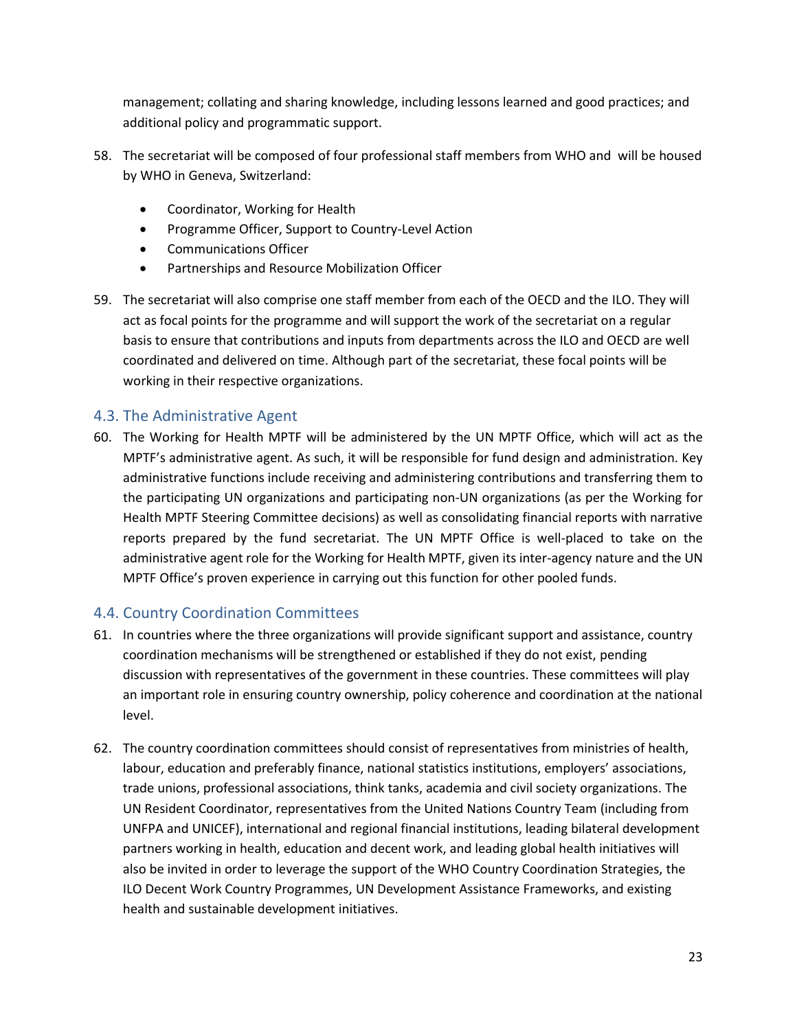management; collating and sharing knowledge, including lessons learned and good practices; and additional policy and programmatic support.

58. The secretariat will be composed of four professional staff members from WHO and will be housed by WHO in Geneva, Switzerland:

    - Coordinator, Working for Health
    - Programme Officer, Support to Country-Level Action
    - Communications Officer
    - Partnerships and Resource Mobilization Officer

59. The secretariat will also comprise one staff member from each of the OECD and the ILO. They will act as focal points for the programme and will support the work of the secretariat on a regular basis to ensure that contributions and inputs from departments across the ILO and OECD are well coordinated and delivered on time. Although part of the secretariat, these focal points will be working in their respective organizations.

## 4.3. The Administrative Agent

60. The Working for Health MPTF will be administered by the UN MPTF Office, which will act as the MPTF's administrative agent. As such, it will be responsible for fund design and administration. Key administrative functions include receiving and administering contributions and transferring them to the participating UN organizations and participating non-UN organizations (as per the Working for Health MPTF Steering Committee decisions) as well as consolidating financial reports with narrative reports prepared by the fund secretariat. The UN MPTF Office is well-placed to take on the administrative agent role for the Working for Health MPTF, given its inter-agency nature and the UN MPTF Office's proven experience in carrying out this function for other pooled funds.

## 4.4. Country Coordination Committees

61. In countries where the three organizations will provide significant support and assistance, country coordination mechanisms will be strengthened or established if they do not exist, pending discussion with representatives of the government in these countries. These committees will play an important role in ensuring country ownership, policy coherence and coordination at the national level.

62. The country coordination committees should consist of representatives from ministries of health, labour, education and preferably finance, national statistics institutions, employers' associations, trade unions, professional associations, think tanks, academia and civil society organizations. The UN Resident Coordinator, representatives from the United Nations Country Team (including from UNFPA and UNICEF), international and regional financial institutions, leading bilateral development partners working in health, education and decent work, and leading global health initiatives will also be invited in order to leverage the support of the WHO Country Coordination Strategies, the ILO Decent Work Country Programmes, UN Development Assistance Frameworks, and existing health and sustainable development initiatives.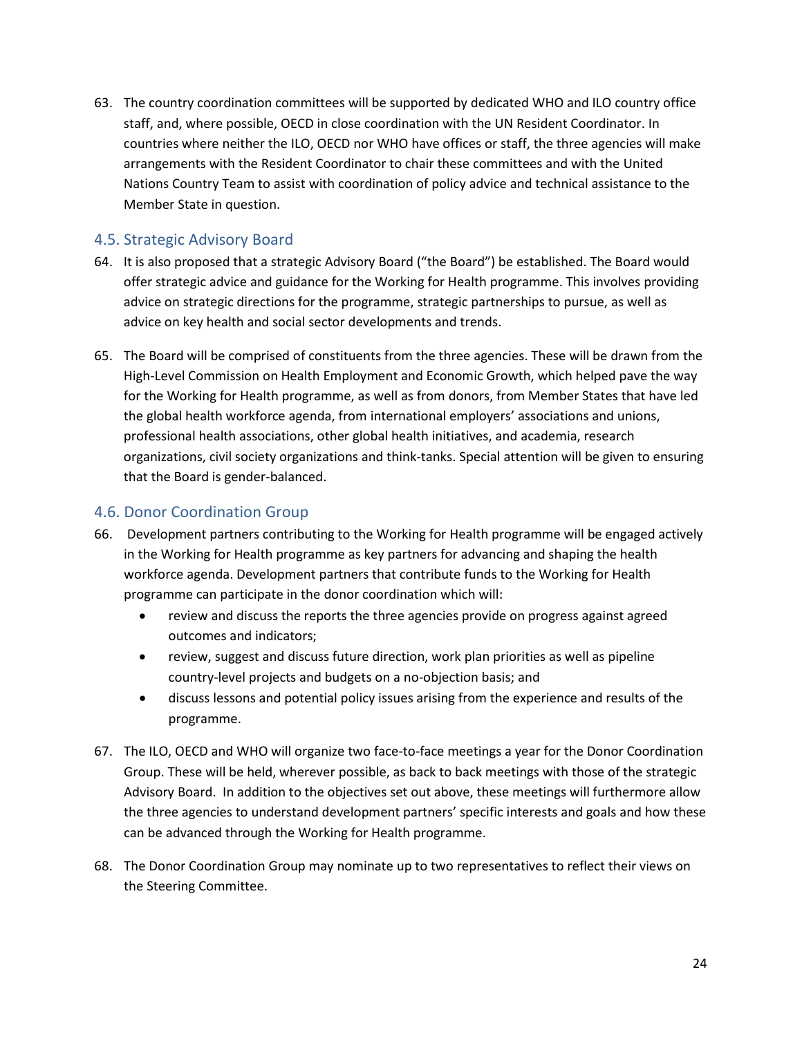63. The country coordination committees will be supported by dedicated WHO and ILO country office staff, and, where possible, OECD in close coordination with the UN Resident Coordinator. In countries where neither the ILO, OECD nor WHO have offices or staff, the three agencies will make arrangements with the Resident Coordinator to chair these committees and with the United Nations Country Team to assist with coordination of policy advice and technical assistance to the Member State in question.

## 4.5. Strategic Advisory Board

64. It is also proposed that a strategic Advisory Board ("the Board") be established. The Board would offer strategic advice and guidance for the Working for Health programme. This involves providing advice on strategic directions for the programme, strategic partnerships to pursue, as well as advice on key health and social sector developments and trends.

65. The Board will be comprised of constituents from the three agencies. These will be drawn from the High-Level Commission on Health Employment and Economic Growth, which helped pave the way for the Working for Health programme, as well as from donors, from Member States that have led the global health workforce agenda, from international employers' associations and unions, professional health associations, other global health initiatives, and academia, research organizations, civil society organizations and think-tanks. Special attention will be given to ensuring that the Board is gender-balanced.

## 4.6. Donor Coordination Group

66. Development partners contributing to the Working for Health programme will be engaged actively in the Working for Health programme as key partners for advancing and shaping the health workforce agenda. Development partners that contribute funds to the Working for Health programme can participate in the donor coordination which will:
    - review and discuss the reports the three agencies provide on progress against agreed outcomes and indicators;
    - review, suggest and discuss future direction, work plan priorities as well as pipeline country-level projects and budgets on a no-objection basis; and
    - discuss lessons and potential policy issues arising from the experience and results of the programme.

67. The ILO, OECD and WHO will organize two face-to-face meetings a year for the Donor Coordination Group. These will be held, wherever possible, as back to back meetings with those of the strategic Advisory Board. In addition to the objectives set out above, these meetings will furthermore allow the three agencies to understand development partners' specific interests and goals and how these can be advanced through the Working for Health programme.

68. The Donor Coordination Group may nominate up to two representatives to reflect their views on the Steering Committee.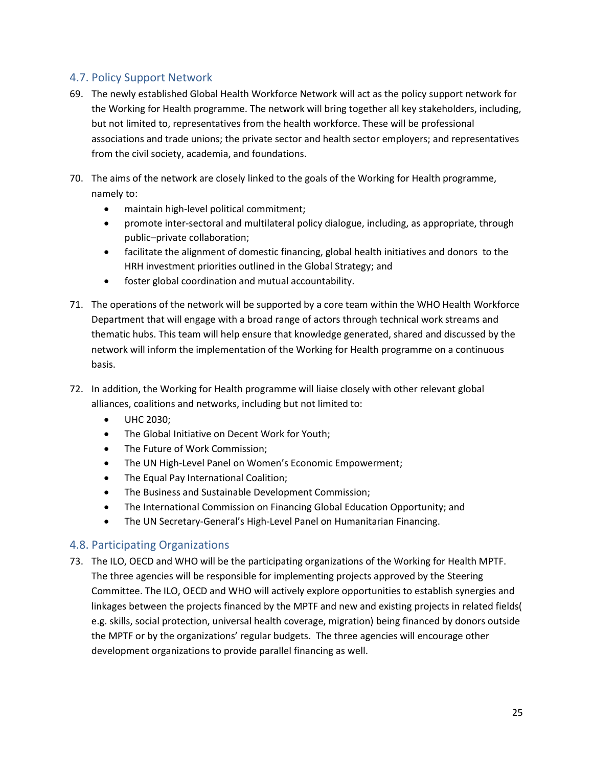## 4.7. Policy Support Network

69. The newly established Global Health Workforce Network will act as the policy support network for the Working for Health programme. The network will bring together all key stakeholders, including, but not limited to, representatives from the health workforce. These will be professional associations and trade unions; the private sector and health sector employers; and representatives from the civil society, academia, and foundations.

70. The aims of the network are closely linked to the goals of the Working for Health programme, namely to:
    - maintain high-level political commitment;
    - promote inter-sectoral and multilateral policy dialogue, including, as appropriate, through public–private collaboration;
    - facilitate the alignment of domestic financing, global health initiatives and donors to the HRH investment priorities outlined in the Global Strategy; and
    - foster global coordination and mutual accountability.

71. The operations of the network will be supported by a core team within the WHO Health Workforce Department that will engage with a broad range of actors through technical work streams and thematic hubs. This team will help ensure that knowledge generated, shared and discussed by the network will inform the implementation of the Working for Health programme on a continuous basis.

72. In addition, the Working for Health programme will liaise closely with other relevant global alliances, coalitions and networks, including but not limited to:
    - UHC 2030;
    - The Global Initiative on Decent Work for Youth;
    - The Future of Work Commission;
    - The UN High-Level Panel on Women's Economic Empowerment;
    - The Equal Pay International Coalition;
    - The Business and Sustainable Development Commission;
    - The International Commission on Financing Global Education Opportunity; and
    - The UN Secretary-General's High-Level Panel on Humanitarian Financing.

## 4.8. Participating Organizations

73. The ILO, OECD and WHO will be the participating organizations of the Working for Health MPTF. The three agencies will be responsible for implementing projects approved by the Steering Committee. The ILO, OECD and WHO will actively explore opportunities to establish synergies and linkages between the projects financed by the MPTF and new and existing projects in related fields( e.g. skills, social protection, universal health coverage, migration) being financed by donors outside the MPTF or by the organizations' regular budgets. The three agencies will encourage other development organizations to provide parallel financing as well.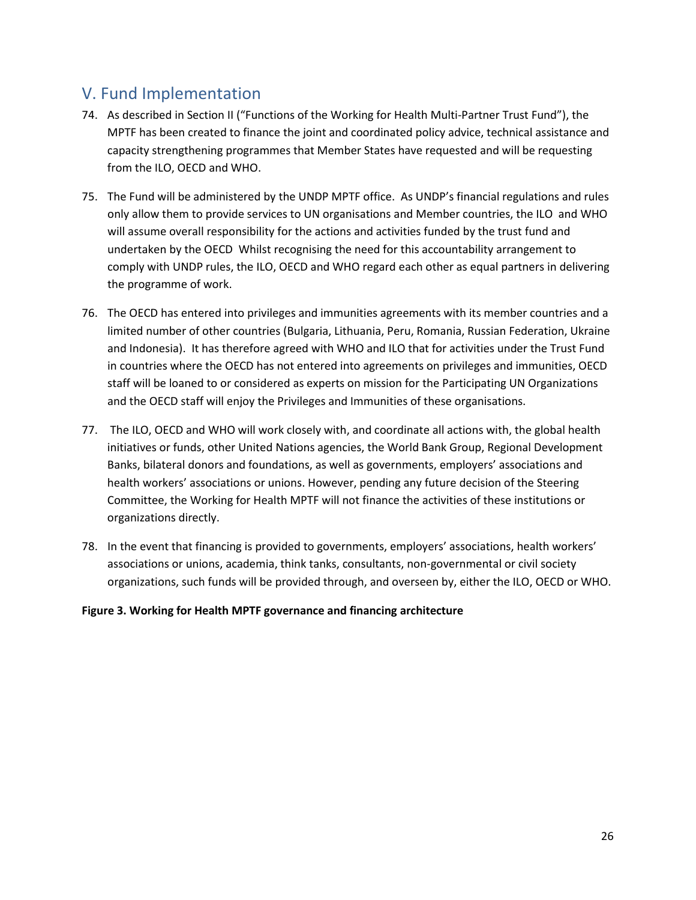## V. Fund Implementation

74. As described in Section II ("Functions of the Working for Health Multi-Partner Trust Fund"), the MPTF has been created to finance the joint and coordinated policy advice, technical assistance and capacity strengthening programmes that Member States have requested and will be requesting from the ILO, OECD and WHO.

75. The Fund will be administered by the UNDP MPTF office. As UNDP's financial regulations and rules only allow them to provide services to UN organisations and Member countries, the ILO and WHO will assume overall responsibility for the actions and activities funded by the trust fund and undertaken by the OECD Whilst recognising the need for this accountability arrangement to comply with UNDP rules, the ILO, OECD and WHO regard each other as equal partners in delivering the programme of work.

76. The OECD has entered into privileges and immunities agreements with its member countries and a limited number of other countries (Bulgaria, Lithuania, Peru, Romania, Russian Federation, Ukraine and Indonesia). It has therefore agreed with WHO and ILO that for activities under the Trust Fund in countries where the OECD has not entered into agreements on privileges and immunities, OECD staff will be loaned to or considered as experts on mission for the Participating UN Organizations and the OECD staff will enjoy the Privileges and Immunities of these organisations.

77. The ILO, OECD and WHO will work closely with, and coordinate all actions with, the global health initiatives or funds, other United Nations agencies, the World Bank Group, Regional Development Banks, bilateral donors and foundations, as well as governments, employers' associations and health workers' associations or unions. However, pending any future decision of the Steering Committee, the Working for Health MPTF will not finance the activities of these institutions or organizations directly.

78. In the event that financing is provided to governments, employers' associations, health workers' associations or unions, academia, think tanks, consultants, non-governmental or civil society organizations, such funds will be provided through, and overseen by, either the ILO, OECD or WHO.

**Figure 3. Working for Health MPTF governance and financing architecture**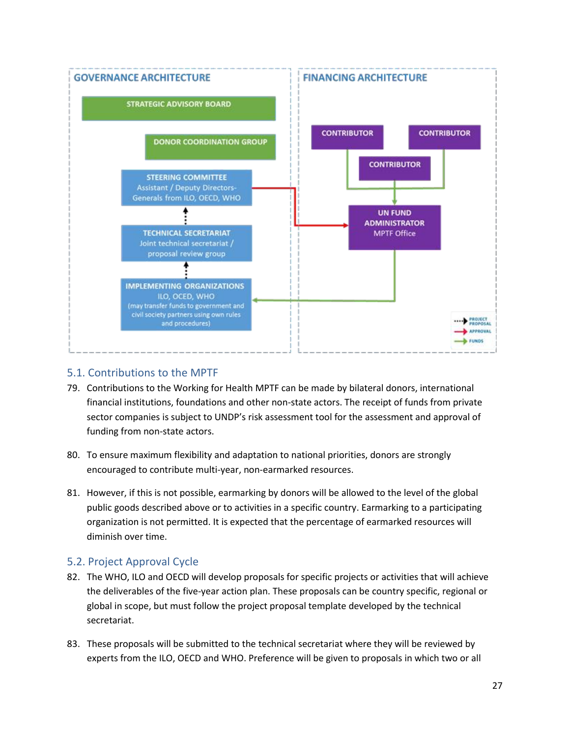**GOVERNANCE ARCHITECTURE**

- STRATEGIC ADVISORY BOARD
- DONOR COORDINATION GROUP
- STEERING COMMITTEE
  Assistant / Deputy Directors-Generals from ILO, OECD, WHO
- TECHNICAL SECRETARIAT
  Joint technical secretariat / proposal review group
- IMPLEMENTING ORGANIZATIONS
  ILO, OCED, WHO
  (may transfer funds to government and civil society partners using own rules and procedures)

**FINANCING ARCHITECTURE**

- CONTRIBUTOR
- CONTRIBUTOR
- CONTRIBUTOR
- UN FUND ADMINISTRATOR
  MPTF Office

Legend: PROJECT PROPOSAL; APPROVAL; FUNDS

## 5.1. Contributions to the MPTF

79. Contributions to the Working for Health MPTF can be made by bilateral donors, international financial institutions, foundations and other non-state actors. The receipt of funds from private sector companies is subject to UNDP's risk assessment tool for the assessment and approval of funding from non-state actors.

80. To ensure maximum flexibility and adaptation to national priorities, donors are strongly encouraged to contribute multi-year, non-earmarked resources.

81. However, if this is not possible, earmarking by donors will be allowed to the level of the global public goods described above or to activities in a specific country. Earmarking to a participating organization is not permitted. It is expected that the percentage of earmarked resources will diminish over time.

## 5.2. Project Approval Cycle

82. The WHO, ILO and OECD will develop proposals for specific projects or activities that will achieve the deliverables of the five-year action plan. These proposals can be country specific, regional or global in scope, but must follow the project proposal template developed by the technical secretariat.

83. These proposals will be submitted to the technical secretariat where they will be reviewed by experts from the ILO, OECD and WHO. Preference will be given to proposals in which two or all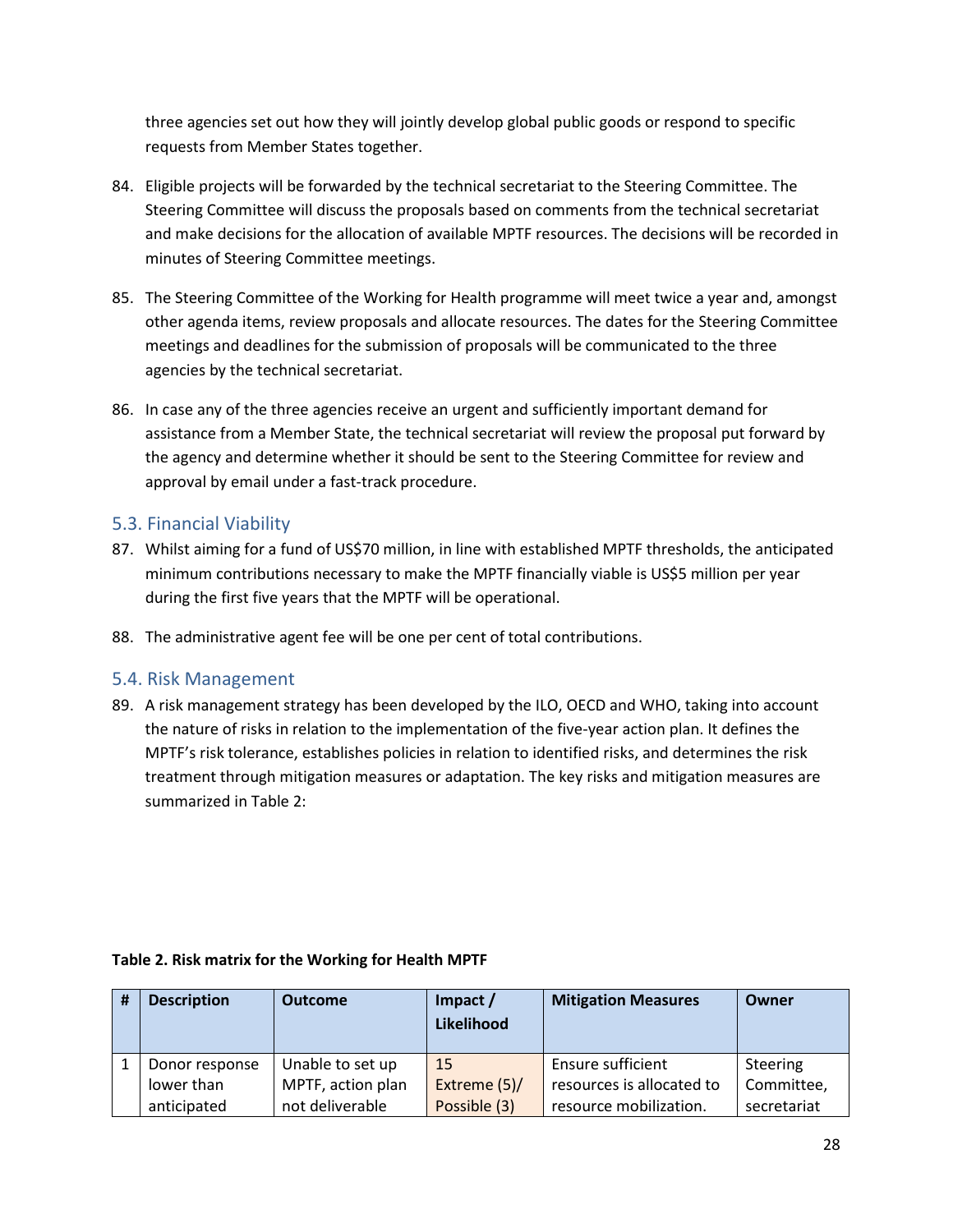three agencies set out how they will jointly develop global public goods or respond to specific requests from Member States together.

84. Eligible projects will be forwarded by the technical secretariat to the Steering Committee. The Steering Committee will discuss the proposals based on comments from the technical secretariat and make decisions for the allocation of available MPTF resources. The decisions will be recorded in minutes of Steering Committee meetings.

85. The Steering Committee of the Working for Health programme will meet twice a year and, amongst other agenda items, review proposals and allocate resources. The dates for the Steering Committee meetings and deadlines for the submission of proposals will be communicated to the three agencies by the technical secretariat.

86. In case any of the three agencies receive an urgent and sufficiently important demand for assistance from a Member State, the technical secretariat will review the proposal put forward by the agency and determine whether it should be sent to the Steering Committee for review and approval by email under a fast-track procedure.

## 5.3. Financial Viability

87. Whilst aiming for a fund of US$70 million, in line with established MPTF thresholds, the anticipated minimum contributions necessary to make the MPTF financially viable is US$5 million per year during the first five years that the MPTF will be operational.

88. The administrative agent fee will be one per cent of total contributions.

## 5.4. Risk Management

89. A risk management strategy has been developed by the ILO, OECD and WHO, taking into account the nature of risks in relation to the implementation of the five-year action plan. It defines the MPTF's risk tolerance, establishes policies in relation to identified risks, and determines the risk treatment through mitigation measures or adaptation. The key risks and mitigation measures are summarized in Table 2:

**Table 2. Risk matrix for the Working for Health MPTF**

| # | Description | Outcome | Impact / Likelihood | Mitigation Measures | Owner |
|---|---|---|---|---|---|
| 1 | Donor response lower than anticipated | Unable to set up MPTF, action plan not deliverable | 15 Extreme (5)/ Possible (3) | Ensure sufficient resources is allocated to resource mobilization. | Steering Committee, secretariat |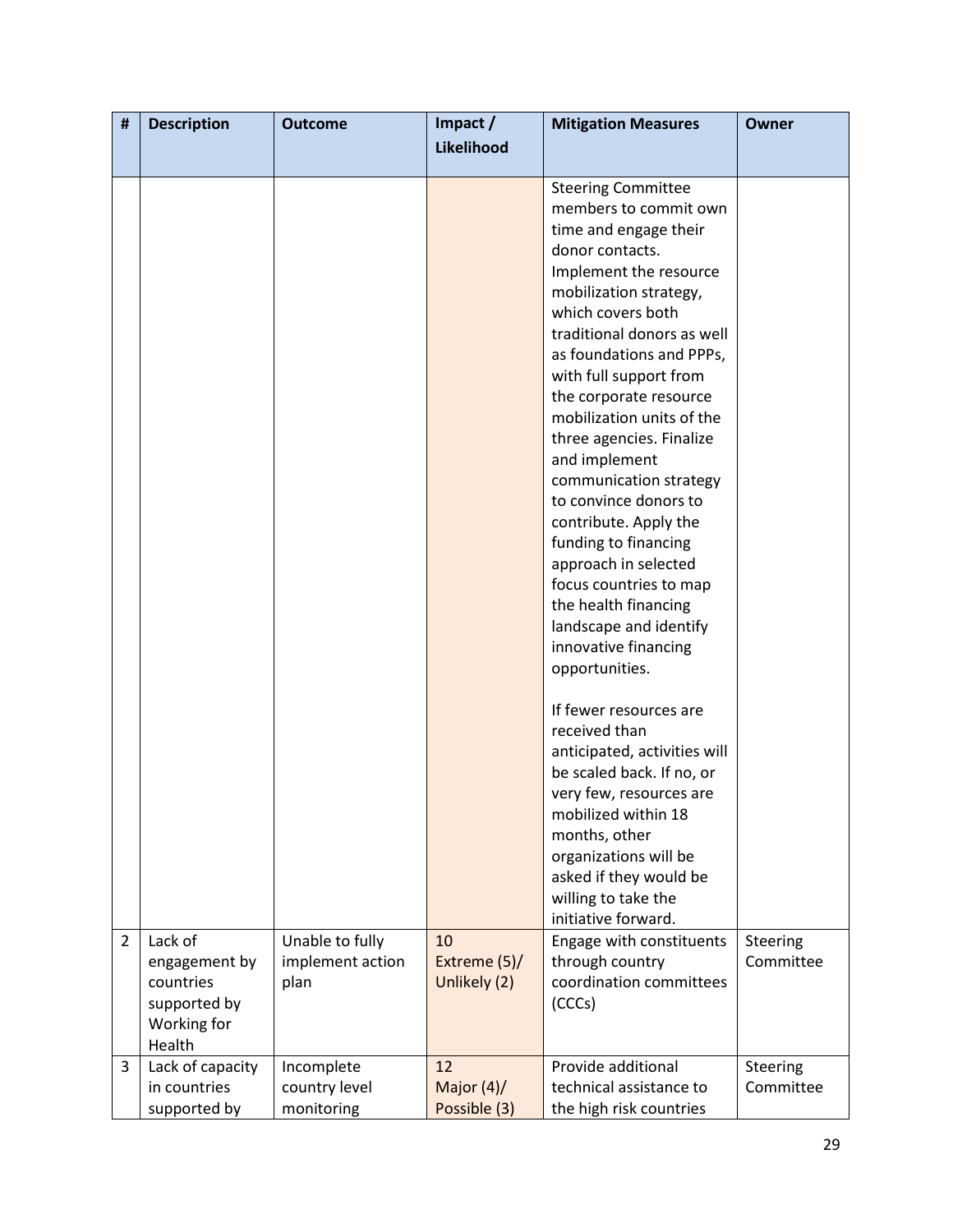| # | Description | Outcome | Impact / Likelihood | Mitigation Measures | Owner |
|---|---|---|---|---|---|
| | | | | Steering Committee members to commit own time and engage their donor contacts. Implement the resource mobilization strategy, which covers both traditional donors as well as foundations and PPPs, with full support from the corporate resource mobilization units of the three agencies. Finalize and implement communication strategy to convince donors to contribute. Apply the funding to financing approach in selected focus countries to map the health financing landscape and identify innovative financing opportunities.<br><br>If fewer resources are received than anticipated, activities will be scaled back. If no, or very few, resources are mobilized within 18 months, other organizations will be asked if they would be willing to take the initiative forward. | |
| 2 | Lack of engagement by countries supported by Working for Health | Unable to fully implement action plan | 10 Extreme (5)/ Unlikely (2) | Engage with constituents through country coordination committees (CCCs) | Steering Committee |
| 3 | Lack of capacity in countries supported by | Incomplete country level monitoring | 12 Major (4)/ Possible (3) | Provide additional technical assistance to the high risk countries | Steering Committee |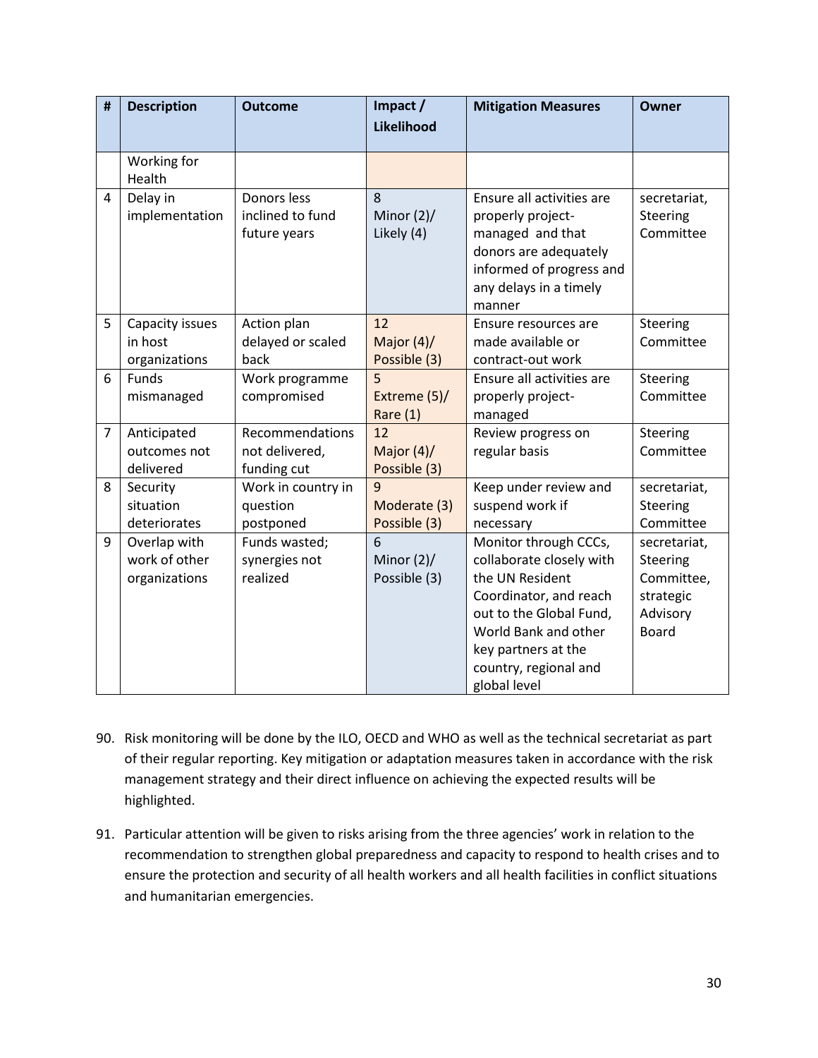| # | Description | Outcome | Impact / Likelihood | Mitigation Measures | Owner |
|---|---|---|---|---|---|
| | Working for Health | | | | |
| 4 | Delay in implementation | Donors less inclined to fund future years | 8 Minor (2)/ Likely (4) | Ensure all activities are properly project-managed and that donors are adequately informed of progress and any delays in a timely manner | secretariat, Steering Committee |
| 5 | Capacity issues in host organizations | Action plan delayed or scaled back | 12 Major (4)/ Possible (3) | Ensure resources are made available or contract-out work | Steering Committee |
| 6 | Funds mismanaged | Work programme compromised | 5 Extreme (5)/ Rare (1) | Ensure all activities are properly project-managed | Steering Committee |
| 7 | Anticipated outcomes not delivered | Recommendations not delivered, funding cut | 12 Major (4)/ Possible (3) | Review progress on regular basis | Steering Committee |
| 8 | Security situation deteriorates | Work in country in question postponed | 9 Moderate (3) Possible (3) | Keep under review and suspend work if necessary | secretariat, Steering Committee |
| 9 | Overlap with work of other organizations | Funds wasted; synergies not realized | 6 Minor (2)/ Possible (3) | Monitor through CCCs, collaborate closely with the UN Resident Coordinator, and reach out to the Global Fund, World Bank and other key partners at the country, regional and global level | secretariat, Steering Committee, strategic Advisory Board |

90. Risk monitoring will be done by the ILO, OECD and WHO as well as the technical secretariat as part of their regular reporting. Key mitigation or adaptation measures taken in accordance with the risk management strategy and their direct influence on achieving the expected results will be highlighted.

91. Particular attention will be given to risks arising from the three agencies' work in relation to the recommendation to strengthen global preparedness and capacity to respond to health crises and to ensure the protection and security of all health workers and all health facilities in conflict situations and humanitarian emergencies.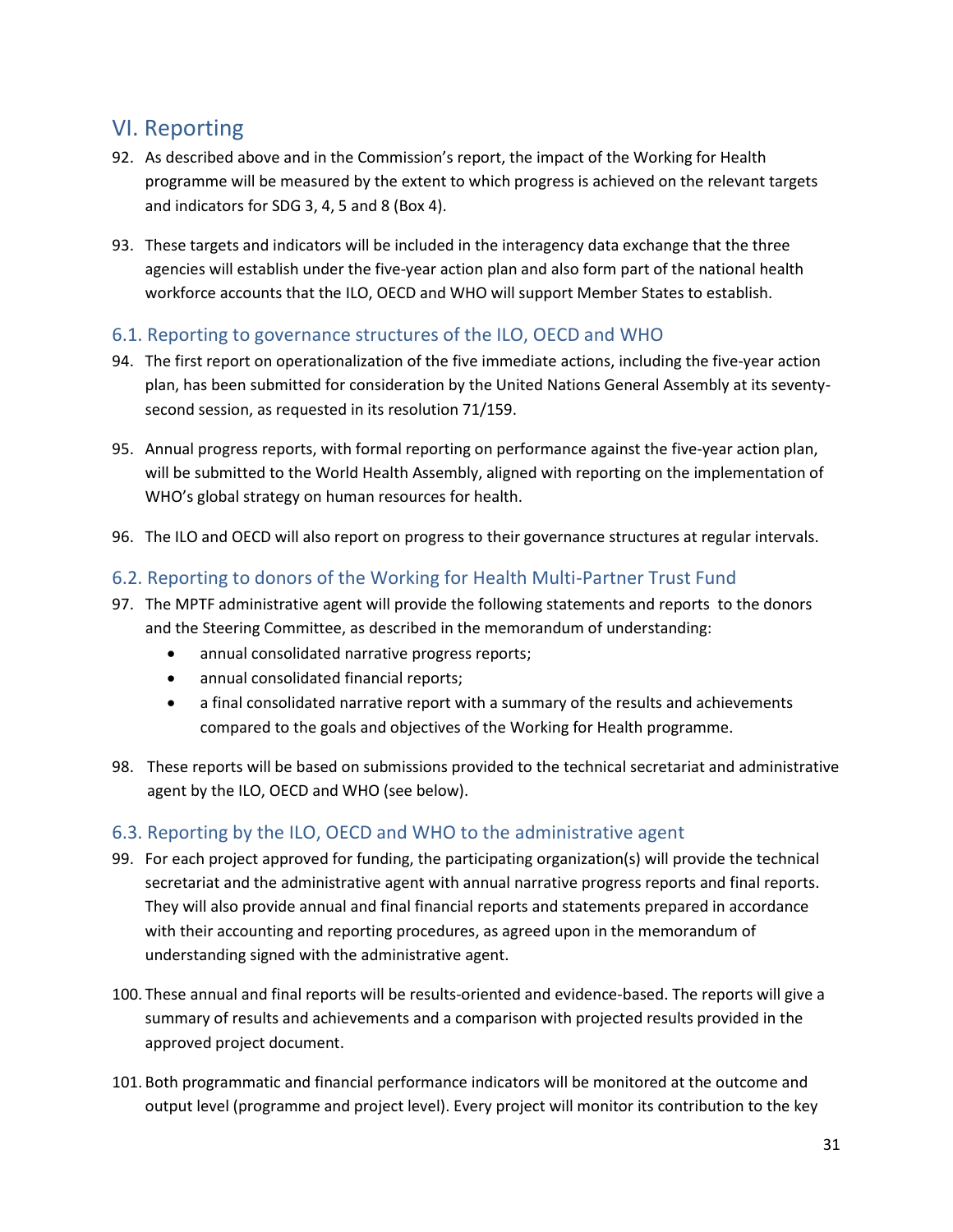## VI. Reporting

92. As described above and in the Commission's report, the impact of the Working for Health programme will be measured by the extent to which progress is achieved on the relevant targets and indicators for SDG 3, 4, 5 and 8 (Box 4).

93. These targets and indicators will be included in the interagency data exchange that the three agencies will establish under the five-year action plan and also form part of the national health workforce accounts that the ILO, OECD and WHO will support Member States to establish.

### 6.1. Reporting to governance structures of the ILO, OECD and WHO

94. The first report on operationalization of the five immediate actions, including the five-year action plan, has been submitted for consideration by the United Nations General Assembly at its seventy-second session, as requested in its resolution 71/159.

95. Annual progress reports, with formal reporting on performance against the five-year action plan, will be submitted to the World Health Assembly, aligned with reporting on the implementation of WHO's global strategy on human resources for health.

96. The ILO and OECD will also report on progress to their governance structures at regular intervals.

### 6.2. Reporting to donors of the Working for Health Multi-Partner Trust Fund

97. The MPTF administrative agent will provide the following statements and reports to the donors and the Steering Committee, as described in the memorandum of understanding:
    - annual consolidated narrative progress reports;
    - annual consolidated financial reports;
    - a final consolidated narrative report with a summary of the results and achievements compared to the goals and objectives of the Working for Health programme.

98. These reports will be based on submissions provided to the technical secretariat and administrative agent by the ILO, OECD and WHO (see below).

### 6.3. Reporting by the ILO, OECD and WHO to the administrative agent

99. For each project approved for funding, the participating organization(s) will provide the technical secretariat and the administrative agent with annual narrative progress reports and final reports. They will also provide annual and final financial reports and statements prepared in accordance with their accounting and reporting procedures, as agreed upon in the memorandum of understanding signed with the administrative agent.

100. These annual and final reports will be results-oriented and evidence-based. The reports will give a summary of results and achievements and a comparison with projected results provided in the approved project document.

101. Both programmatic and financial performance indicators will be monitored at the outcome and output level (programme and project level). Every project will monitor its contribution to the key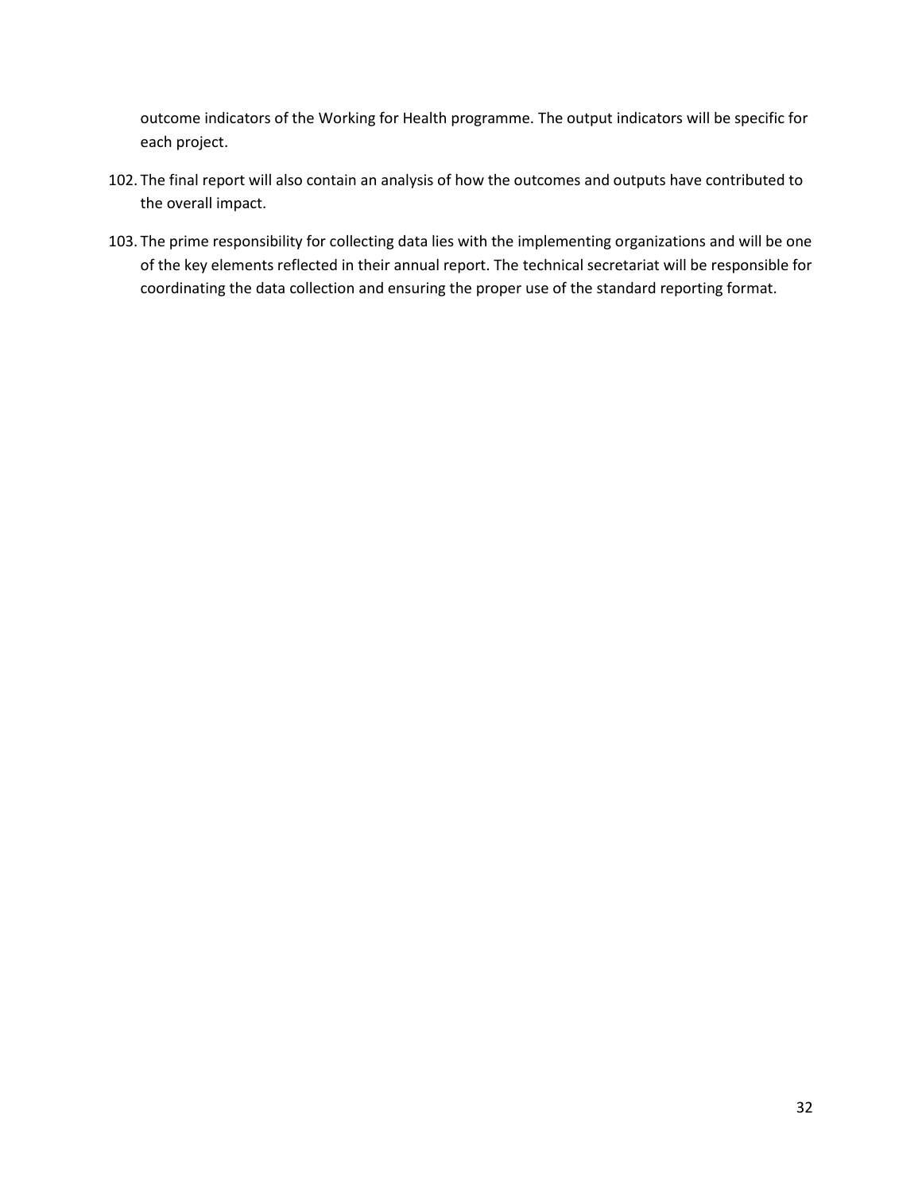outcome indicators of the Working for Health programme. The output indicators will be specific for each project.

102. The final report will also contain an analysis of how the outcomes and outputs have contributed to the overall impact.

103. The prime responsibility for collecting data lies with the implementing organizations and will be one of the key elements reflected in their annual report. The technical secretariat will be responsible for coordinating the data collection and ensuring the proper use of the standard reporting format.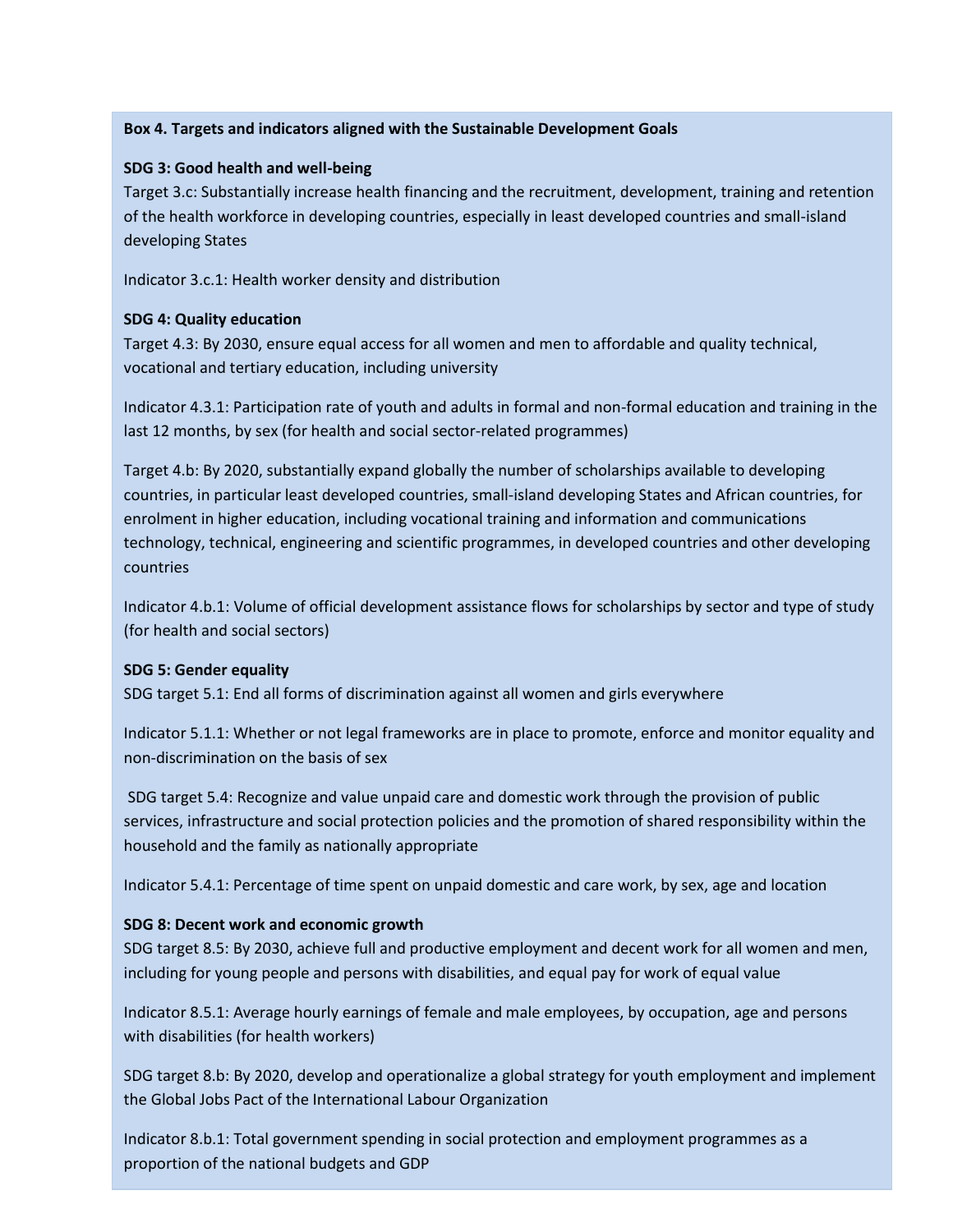**Box 4. Targets and indicators aligned with the Sustainable Development Goals**

**SDG 3: Good health and well-being**

Target 3.c: Substantially increase health financing and the recruitment, development, training and retention of the health workforce in developing countries, especially in least developed countries and small-island developing States

Indicator 3.c.1: Health worker density and distribution

**SDG 4: Quality education**

Target 4.3: By 2030, ensure equal access for all women and men to affordable and quality technical, vocational and tertiary education, including university

Indicator 4.3.1: Participation rate of youth and adults in formal and non-formal education and training in the last 12 months, by sex (for health and social sector-related programmes)

Target 4.b: By 2020, substantially expand globally the number of scholarships available to developing countries, in particular least developed countries, small-island developing States and African countries, for enrolment in higher education, including vocational training and information and communications technology, technical, engineering and scientific programmes, in developed countries and other developing countries

Indicator 4.b.1: Volume of official development assistance flows for scholarships by sector and type of study (for health and social sectors)

**SDG 5: Gender equality**

SDG target 5.1: End all forms of discrimination against all women and girls everywhere

Indicator 5.1.1: Whether or not legal frameworks are in place to promote, enforce and monitor equality and non-discrimination on the basis of sex

SDG target 5.4: Recognize and value unpaid care and domestic work through the provision of public services, infrastructure and social protection policies and the promotion of shared responsibility within the household and the family as nationally appropriate

Indicator 5.4.1: Percentage of time spent on unpaid domestic and care work, by sex, age and location

**SDG 8: Decent work and economic growth**

SDG target 8.5: By 2030, achieve full and productive employment and decent work for all women and men, including for young people and persons with disabilities, and equal pay for work of equal value

Indicator 8.5.1: Average hourly earnings of female and male employees, by occupation, age and persons with disabilities (for health workers)

SDG target 8.b: By 2020, develop and operationalize a global strategy for youth employment and implement the Global Jobs Pact of the International Labour Organization

Indicator 8.b.1: Total government spending in social protection and employment programmes as a proportion of the national budgets and GDP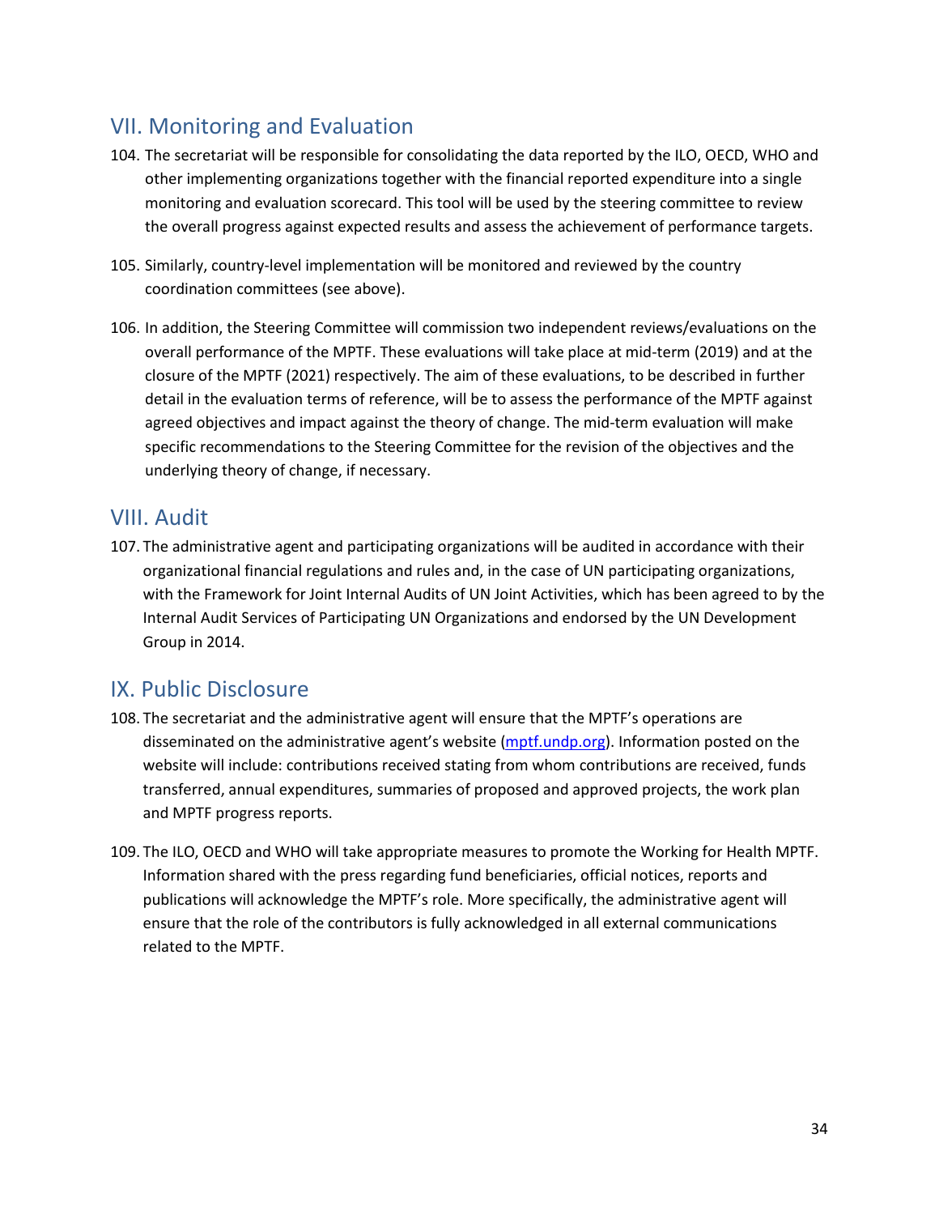## VII. Monitoring and Evaluation

104. The secretariat will be responsible for consolidating the data reported by the ILO, OECD, WHO and other implementing organizations together with the financial reported expenditure into a single monitoring and evaluation scorecard. This tool will be used by the steering committee to review the overall progress against expected results and assess the achievement of performance targets.

105. Similarly, country-level implementation will be monitored and reviewed by the country coordination committees (see above).

106. In addition, the Steering Committee will commission two independent reviews/evaluations on the overall performance of the MPTF. These evaluations will take place at mid-term (2019) and at the closure of the MPTF (2021) respectively. The aim of these evaluations, to be described in further detail in the evaluation terms of reference, will be to assess the performance of the MPTF against agreed objectives and impact against the theory of change. The mid-term evaluation will make specific recommendations to the Steering Committee for the revision of the objectives and the underlying theory of change, if necessary.

## VIII. Audit

107. The administrative agent and participating organizations will be audited in accordance with their organizational financial regulations and rules and, in the case of UN participating organizations, with the Framework for Joint Internal Audits of UN Joint Activities, which has been agreed to by the Internal Audit Services of Participating UN Organizations and endorsed by the UN Development Group in 2014.

## IX. Public Disclosure

108. The secretariat and the administrative agent will ensure that the MPTF's operations are disseminated on the administrative agent's website ([mptf.undp.org](mptf.undp.org)). Information posted on the website will include: contributions received stating from whom contributions are received, funds transferred, annual expenditures, summaries of proposed and approved projects, the work plan and MPTF progress reports.

109. The ILO, OECD and WHO will take appropriate measures to promote the Working for Health MPTF. Information shared with the press regarding fund beneficiaries, official notices, reports and publications will acknowledge the MPTF's role. More specifically, the administrative agent will ensure that the role of the contributors is fully acknowledged in all external communications related to the MPTF.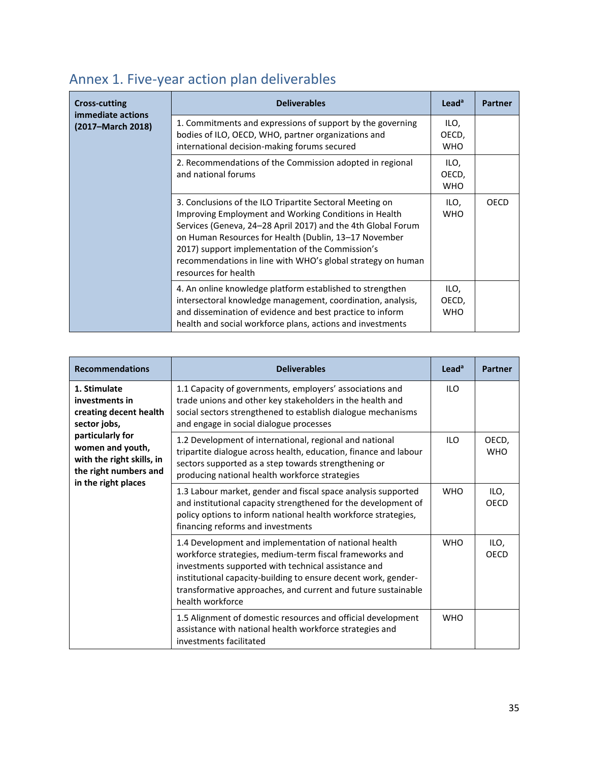## Annex 1. Five-year action plan deliverables

| Cross-cutting immediate actions (2017–March 2018) | Deliverables | Lead[a] | Partner |
|---|---|---|---|
| | 1. Commitments and expressions of support by the governing bodies of ILO, OECD, WHO, partner organizations and international decision-making forums secured | ILO, OECD, WHO | |
| | 2. Recommendations of the Commission adopted in regional and national forums | ILO, OECD, WHO | |
| | 3. Conclusions of the ILO Tripartite Sectoral Meeting on Improving Employment and Working Conditions in Health Services (Geneva, 24–28 April 2017) and the 4th Global Forum on Human Resources for Health (Dublin, 13–17 November 2017) support implementation of the Commission's recommendations in line with WHO's global strategy on human resources for health | ILO, WHO | OECD |
| | 4. An online knowledge platform established to strengthen intersectoral knowledge management, coordination, analysis, and dissemination of evidence and best practice to inform health and social workforce plans, actions and investments | ILO, OECD, WHO | |

| Recommendations | Deliverables | Lead[a] | Partner |
|---|---|---|---|
| **1. Stimulate investments in creating decent health sector jobs, particularly for women and youth, with the right skills, in the right numbers and in the right places** | 1.1 Capacity of governments, employers' associations and trade unions and other key stakeholders in the health and social sectors strengthened to establish dialogue mechanisms and engage in social dialogue processes | ILO | |
| | 1.2 Development of international, regional and national tripartite dialogue across health, education, finance and labour sectors supported as a step towards strengthening or producing national health workforce strategies | ILO | OECD, WHO |
| | 1.3 Labour market, gender and fiscal space analysis supported and institutional capacity strengthened for the development of policy options to inform national health workforce strategies, financing reforms and investments | WHO | ILO, OECD |
| | 1.4 Development and implementation of national health workforce strategies, medium-term fiscal frameworks and investments supported with technical assistance and institutional capacity-building to ensure decent work, gender-transformative approaches, and current and future sustainable health workforce | WHO | ILO, OECD |
| | 1.5 Alignment of domestic resources and official development assistance with national health workforce strategies and investments facilitated | WHO | |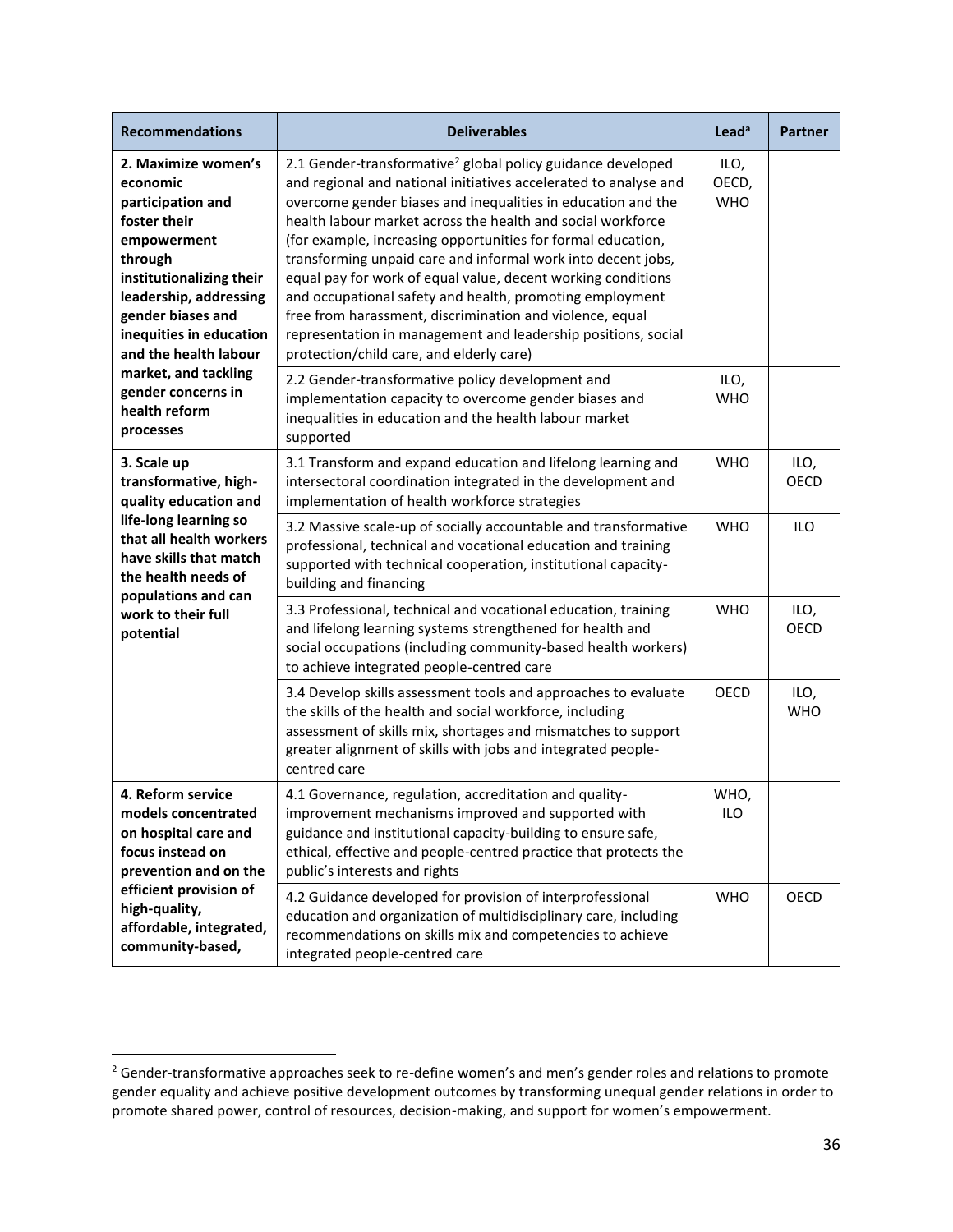| Recommendations | Deliverables | Lead[a] | Partner |
|---|---|---|---|
| **2. Maximize women's economic participation and foster their empowerment through institutionalizing their leadership, addressing gender biases and inequities in education and the health labour market, and tackling gender concerns in health reform processes** | 2.1 Gender-transformative[2] global policy guidance developed and regional and national initiatives accelerated to analyse and overcome gender biases and inequalities in education and the health labour market across the health and social workforce (for example, increasing opportunities for formal education, transforming unpaid care and informal work into decent jobs, equal pay for work of equal value, decent working conditions and occupational safety and health, promoting employment free from harassment, discrimination and violence, equal representation in management and leadership positions, social protection/child care, and elderly care) | ILO, OECD, WHO | |
| | 2.2 Gender-transformative policy development and implementation capacity to overcome gender biases and inequalities in education and the health labour market supported | ILO, WHO | |
| **3. Scale up transformative, high-quality education and life-long learning so that all health workers have skills that match the health needs of populations and can work to their full potential** | 3.1 Transform and expand education and lifelong learning and intersectoral coordination integrated in the development and implementation of health workforce strategies | WHO | ILO, OECD |
| | 3.2 Massive scale-up of socially accountable and transformative professional, technical and vocational education and training supported with technical cooperation, institutional capacity-building and financing | WHO | ILO |
| | 3.3 Professional, technical and vocational education, training and lifelong learning systems strengthened for health and social occupations (including community-based health workers) to achieve integrated people-centred care | WHO | ILO, OECD |
| | 3.4 Develop skills assessment tools and approaches to evaluate the skills of the health and social workforce, including assessment of skills mix, shortages and mismatches to support greater alignment of skills with jobs and integrated people-centred care | OECD | ILO, WHO |
| **4. Reform service models concentrated on hospital care and focus instead on prevention and on the efficient provision of high-quality, affordable, integrated, community-based,** | 4.1 Governance, regulation, accreditation and quality-improvement mechanisms improved and supported with guidance and institutional capacity-building to ensure safe, ethical, effective and people-centred practice that protects the public's interests and rights | WHO, ILO | |
| | 4.2 Guidance developed for provision of interprofessional education and organization of multidisciplinary care, including recommendations on skills mix and competencies to achieve integrated people-centred care | WHO | OECD |

[2] Gender-transformative approaches seek to re-define women's and men's gender roles and relations to promote gender equality and achieve positive development outcomes by transforming unequal gender relations in order to promote shared power, control of resources, decision-making, and support for women's empowerment.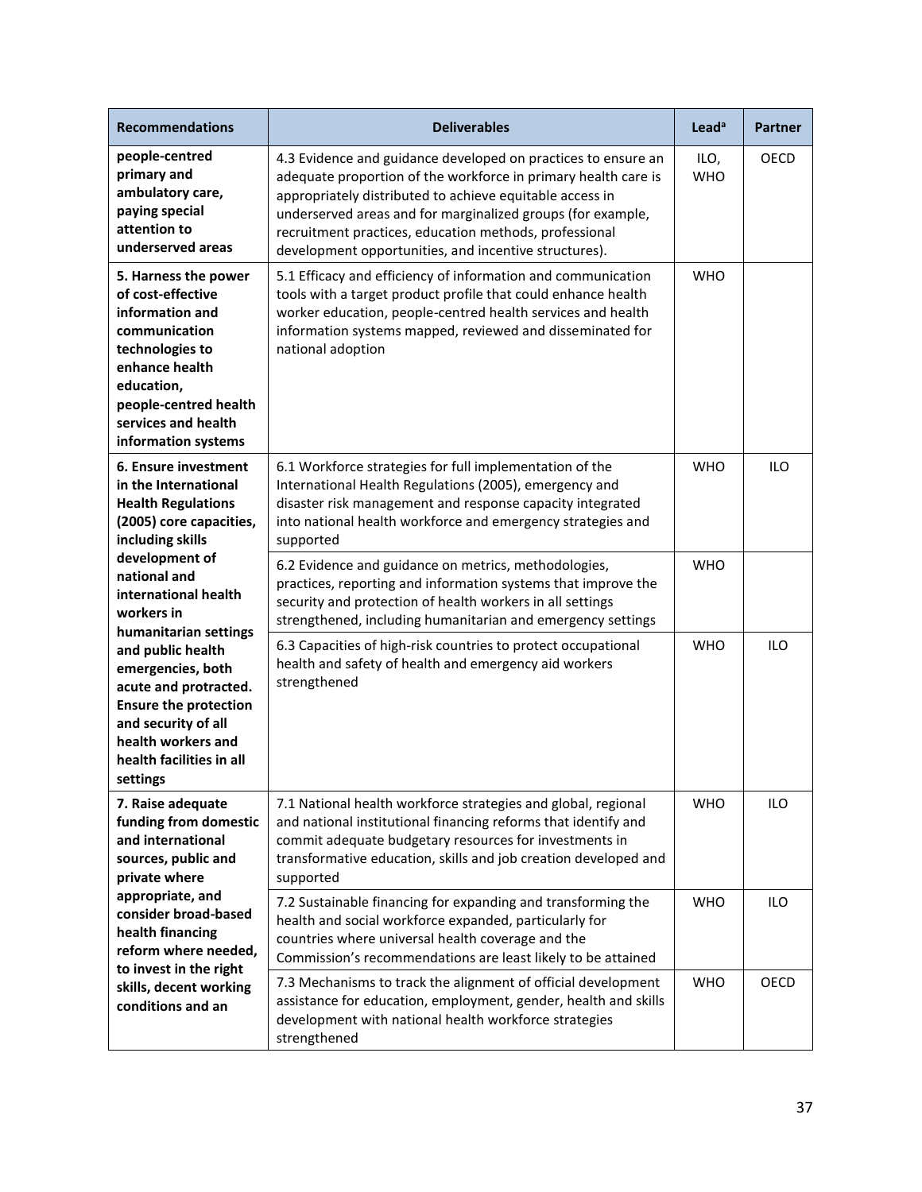| Recommendations | Deliverables | Lead[a] | Partner |
|---|---|---|---|
| **people-centred primary and ambulatory care, paying special attention to underserved areas** | 4.3 Evidence and guidance developed on practices to ensure an adequate proportion of the workforce in primary health care is appropriately distributed to achieve equitable access in underserved areas and for marginalized groups (for example, recruitment practices, education methods, professional development opportunities, and incentive structures). | ILO, WHO | OECD |
| **5. Harness the power of cost-effective information and communication technologies to enhance health education, people-centred health services and health information systems** | 5.1 Efficacy and efficiency of information and communication tools with a target product profile that could enhance health worker education, people-centred health services and health information systems mapped, reviewed and disseminated for national adoption | WHO | |
| **6. Ensure investment in the International Health Regulations (2005) core capacities, including skills development of national and international health workers in humanitarian settings and public health emergencies, both acute and protracted. Ensure the protection and security of all health workers and health facilities in all settings** | 6.1 Workforce strategies for full implementation of the International Health Regulations (2005), emergency and disaster risk management and response capacity integrated into national health workforce and emergency strategies and supported | WHO | ILO |
| | 6.2 Evidence and guidance on metrics, methodologies, practices, reporting and information systems that improve the security and protection of health workers in all settings strengthened, including humanitarian and emergency settings | WHO | |
| | 6.3 Capacities of high-risk countries to protect occupational health and safety of health and emergency aid workers strengthened | WHO | ILO |
| **7. Raise adequate funding from domestic and international sources, public and private where appropriate, and consider broad-based health financing reform where needed, to invest in the right skills, decent working conditions and an** | 7.1 National health workforce strategies and global, regional and national institutional financing reforms that identify and commit adequate budgetary resources for investments in transformative education, skills and job creation developed and supported | WHO | ILO |
| | 7.2 Sustainable financing for expanding and transforming the health and social workforce expanded, particularly for countries where universal health coverage and the Commission's recommendations are least likely to be attained | WHO | ILO |
| | 7.3 Mechanisms to track the alignment of official development assistance for education, employment, gender, health and skills development with national health workforce strategies strengthened | WHO | OECD |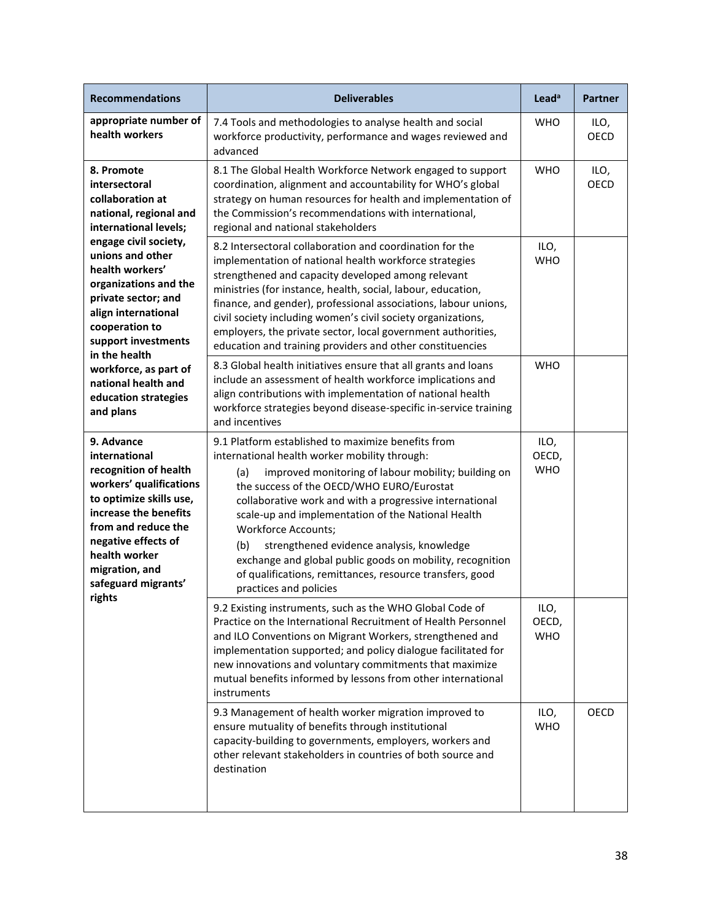| Recommendations | Deliverables | Lead[a] | Partner |
| --- | --- | --- | --- |
| **appropriate number of health workers** | 7.4 Tools and methodologies to analyse health and social workforce productivity, performance and wages reviewed and advanced | WHO | ILO, OECD |
| **8. Promote intersectoral collaboration at national, regional and international levels; engage civil society, unions and other health workers' organizations and the private sector; and align international cooperation to support investments in the health workforce, as part of national health and education strategies and plans** | 8.1 The Global Health Workforce Network engaged to support coordination, alignment and accountability for WHO's global strategy on human resources for health and implementation of the Commission's recommendations with international, regional and national stakeholders | WHO | ILO, OECD |
| | 8.2 Intersectoral collaboration and coordination for the implementation of national health workforce strategies strengthened and capacity developed among relevant ministries (for instance, health, social, labour, education, finance, and gender), professional associations, labour unions, civil society including women's civil society organizations, employers, the private sector, local government authorities, education and training providers and other constituencies | ILO, WHO | |
| | 8.3 Global health initiatives ensure that all grants and loans include an assessment of health workforce implications and align contributions with implementation of national health workforce strategies beyond disease-specific in-service training and incentives | WHO | |
| **9. Advance international recognition of health workers' qualifications to optimize skills use, increase the benefits from and reduce the negative effects of health worker migration, and safeguard migrants' rights** | 9.1 Platform established to maximize benefits from international health worker mobility through: (a) improved monitoring of labour mobility; building on the success of the OECD/WHO EURO/Eurostat collaborative work and with a progressive international scale-up and implementation of the National Health Workforce Accounts; (b) strengthened evidence analysis, knowledge exchange and global public goods on mobility, recognition of qualifications, remittances, resource transfers, good practices and policies | ILO, OECD, WHO | |
| | 9.2 Existing instruments, such as the WHO Global Code of Practice on the International Recruitment of Health Personnel and ILO Conventions on Migrant Workers, strengthened and implementation supported; and policy dialogue facilitated for new innovations and voluntary commitments that maximize mutual benefits informed by lessons from other international instruments | ILO, OECD, WHO | |
| | 9.3 Management of health worker migration improved to ensure mutuality of benefits through institutional capacity-building to governments, employers, workers and other relevant stakeholders in countries of both source and destination | ILO, WHO | OECD |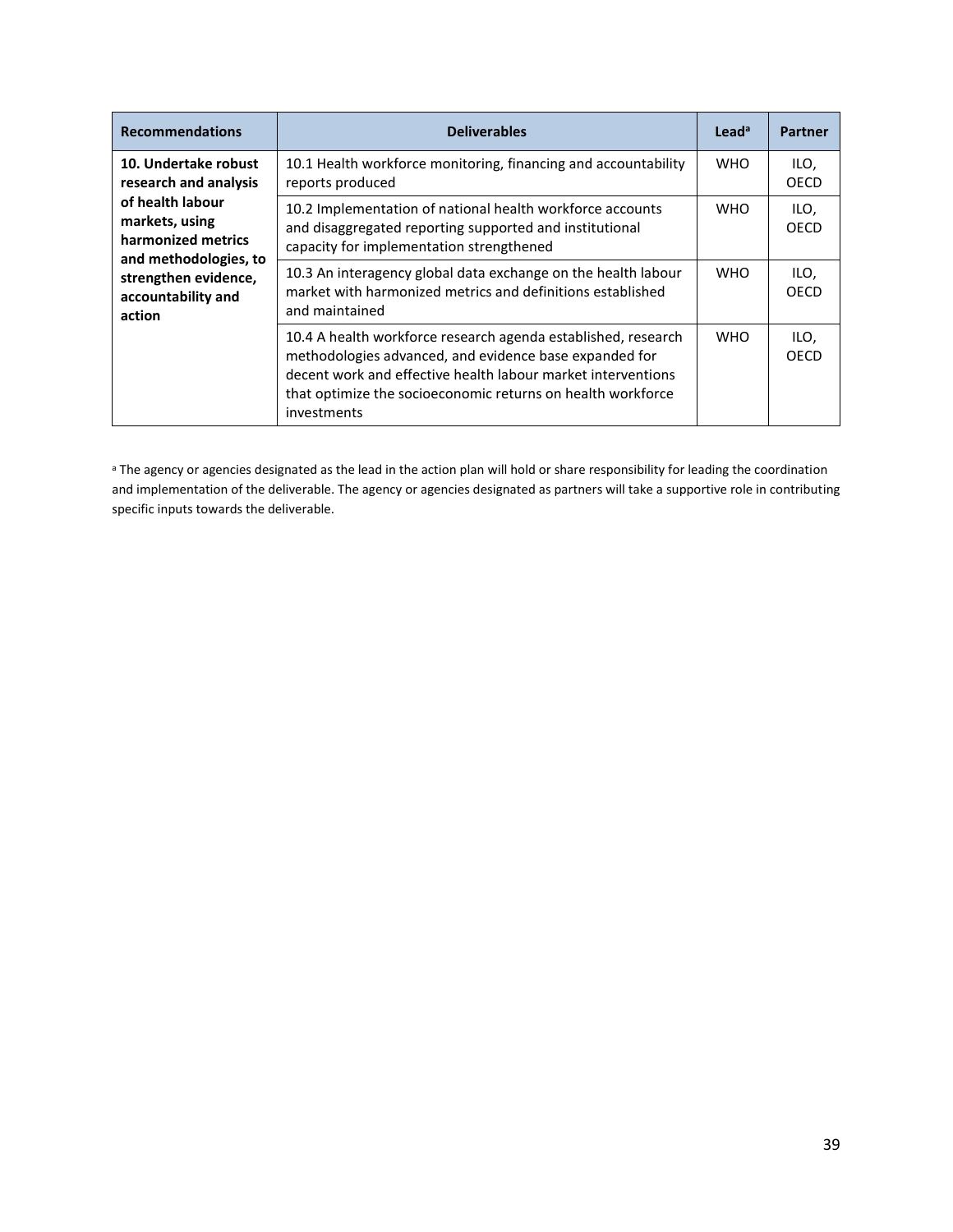| Recommendations | Deliverables | Lead[a] | Partner |
| --- | --- | --- | --- |
| **10. Undertake robust research and analysis of health labour markets, using harmonized metrics and methodologies, to strengthen evidence, accountability and action** | 10.1 Health workforce monitoring, financing and accountability reports produced | WHO | ILO, OECD |
| | 10.2 Implementation of national health workforce accounts and disaggregated reporting supported and institutional capacity for implementation strengthened | WHO | ILO, OECD |
| | 10.3 An interagency global data exchange on the health labour market with harmonized metrics and definitions established and maintained | WHO | ILO, OECD |
| | 10.4 A health workforce research agenda established, research methodologies advanced, and evidence base expanded for decent work and effective health labour market interventions that optimize the socioeconomic returns on health workforce investments | WHO | ILO, OECD |

[a] The agency or agencies designated as the lead in the action plan will hold or share responsibility for leading the coordination and implementation of the deliverable. The agency or agencies designated as partners will take a supportive role in contributing specific inputs towards the deliverable.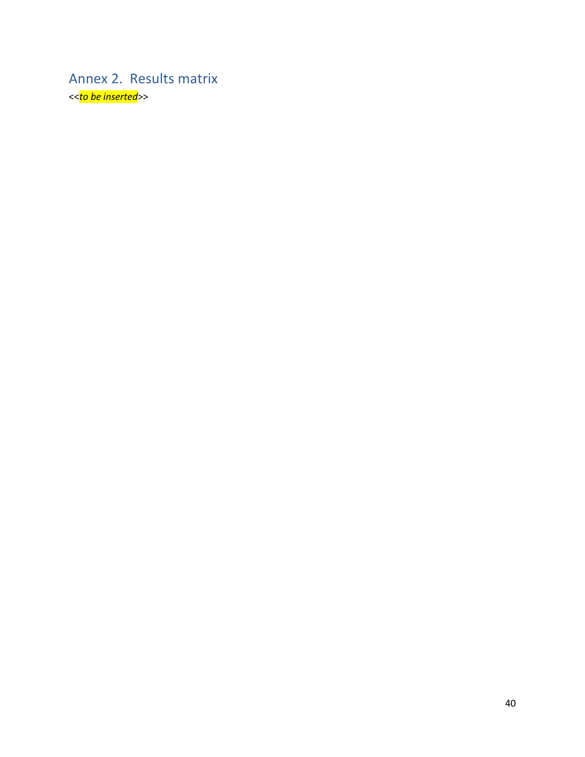## Annex 2. Results matrix

<<*to be inserted*>>